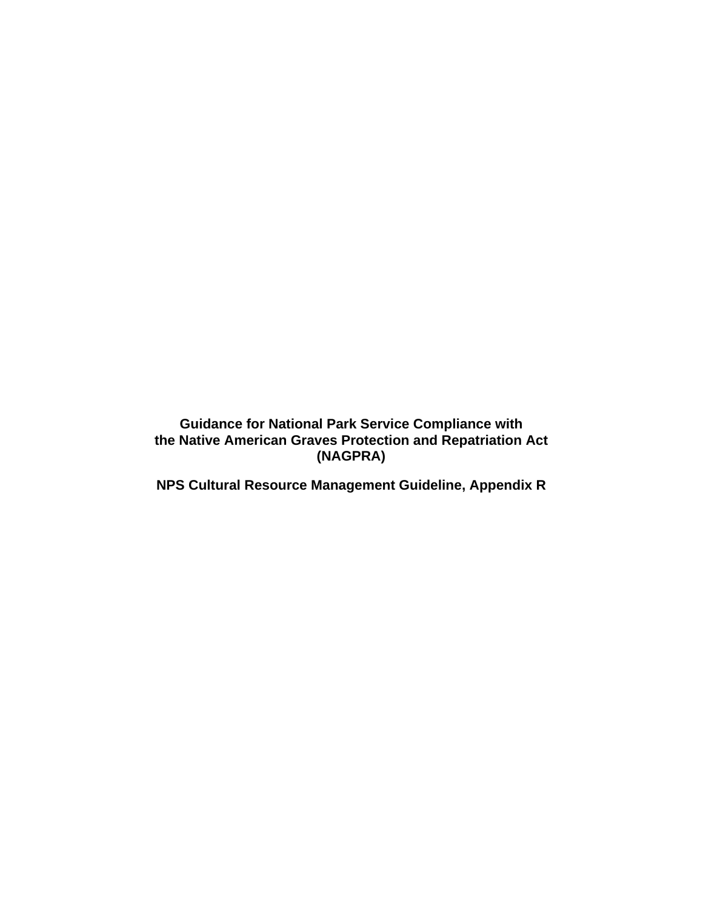# Guidance for National Park Service Compliance with the Native American Graves Protection and Repatriation Act (NAGPRA)

## NPS Cultural Resource Management Guideline, Appendix R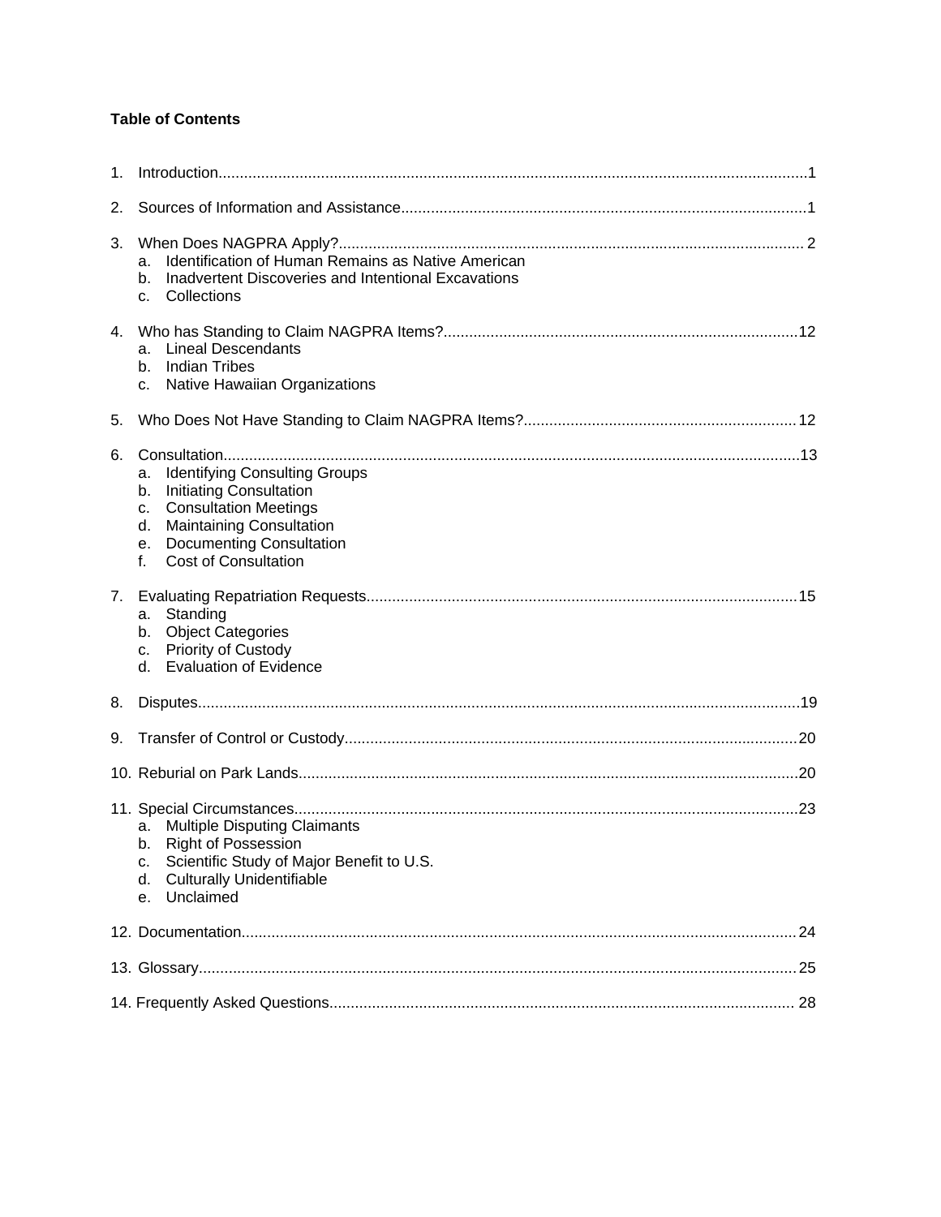**Table of Contents**

1. Introduction....................1
2. Sources of Information and Assistance....................1
3. When Does NAGPRA Apply?.................... 2
   a. Identification of Human Remains as Native American
   b. Inadvertent Discoveries and Intentional Excavations
   c. Collections
4. Who has Standing to Claim NAGPRA Items?....................12
   a. Lineal Descendants
   b. Indian Tribes
   c. Native Hawaiian Organizations
5. Who Does Not Have Standing to Claim NAGPRA Items?....................12
6. Consultation....................13
   a. Identifying Consulting Groups
   b. Initiating Consultation
   c. Consultation Meetings
   d. Maintaining Consultation
   e. Documenting Consultation
   f. Cost of Consultation
7. Evaluating Repatriation Requests....................15
   a. Standing
   b. Object Categories
   c. Priority of Custody
   d. Evaluation of Evidence
8. Disputes....................19
9. Transfer of Control or Custody....................20
10. Reburial on Park Lands....................20
11. Special Circumstances....................23
    a. Multiple Disputing Claimants
    b. Right of Possession
    c. Scientific Study of Major Benefit to U.S.
    d. Culturally Unidentifiable
    e. Unclaimed
12. Documentation....................24
13. Glossary....................25
14. Frequently Asked Questions.................... 28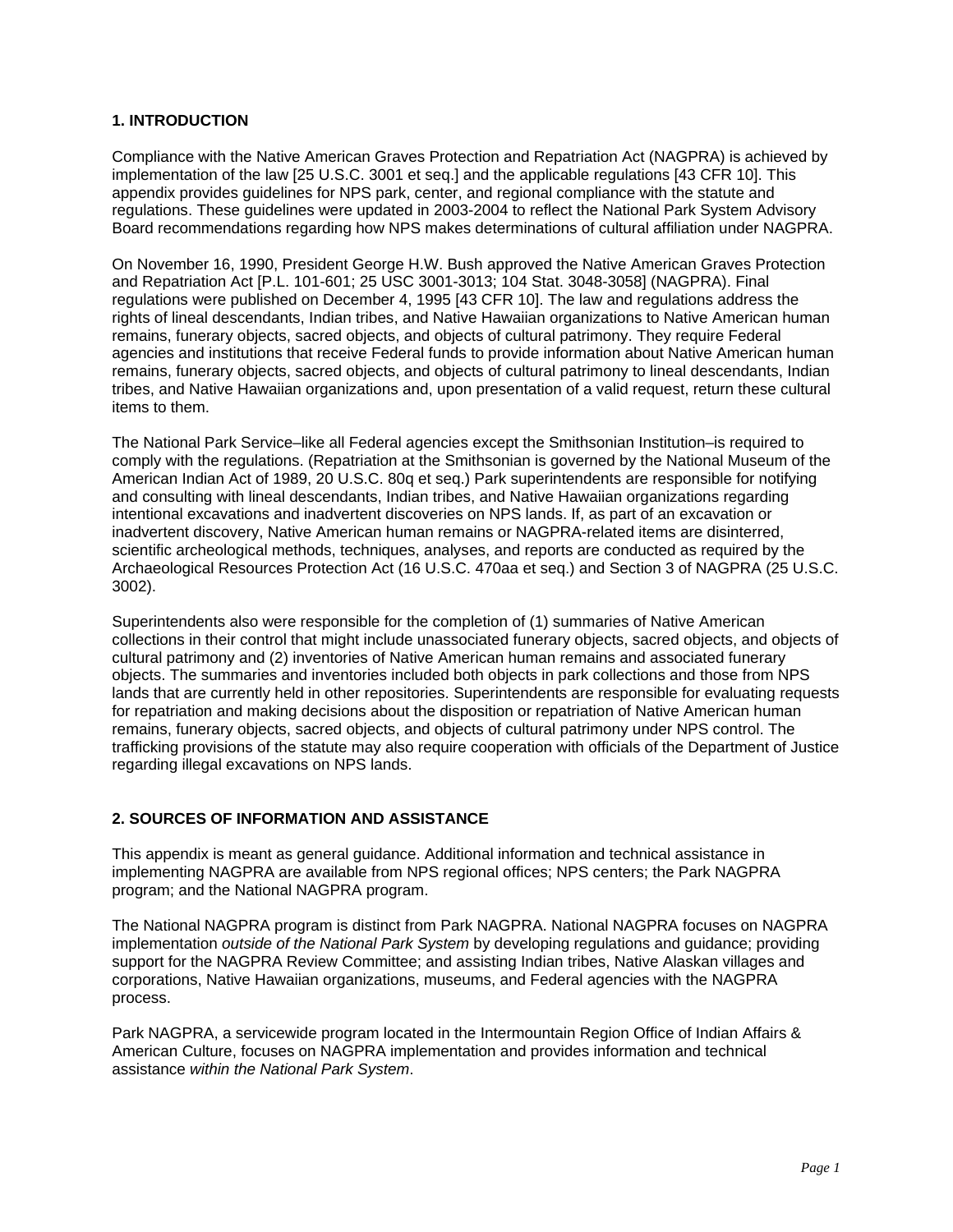## 1. INTRODUCTION

Compliance with the Native American Graves Protection and Repatriation Act (NAGPRA) is achieved by implementation of the law [25 U.S.C. 3001 et seq.] and the applicable regulations [43 CFR 10]. This appendix provides guidelines for NPS park, center, and regional compliance with the statute and regulations. These guidelines were updated in 2003-2004 to reflect the National Park System Advisory Board recommendations regarding how NPS makes determinations of cultural affiliation under NAGPRA.

On November 16, 1990, President George H.W. Bush approved the Native American Graves Protection and Repatriation Act [P.L. 101-601; 25 USC 3001-3013; 104 Stat. 3048-3058] (NAGPRA). Final regulations were published on December 4, 1995 [43 CFR 10]. The law and regulations address the rights of lineal descendants, Indian tribes, and Native Hawaiian organizations to Native American human remains, funerary objects, sacred objects, and objects of cultural patrimony. They require Federal agencies and institutions that receive Federal funds to provide information about Native American human remains, funerary objects, sacred objects, and objects of cultural patrimony to lineal descendants, Indian tribes, and Native Hawaiian organizations and, upon presentation of a valid request, return these cultural items to them.

The National Park Service–like all Federal agencies except the Smithsonian Institution–is required to comply with the regulations. (Repatriation at the Smithsonian is governed by the National Museum of the American Indian Act of 1989, 20 U.S.C. 80q et seq.) Park superintendents are responsible for notifying and consulting with lineal descendants, Indian tribes, and Native Hawaiian organizations regarding intentional excavations and inadvertent discoveries on NPS lands. If, as part of an excavation or inadvertent discovery, Native American human remains or NAGPRA-related items are disinterred, scientific archeological methods, techniques, analyses, and reports are conducted as required by the Archaeological Resources Protection Act (16 U.S.C. 470aa et seq.) and Section 3 of NAGPRA (25 U.S.C. 3002).

Superintendents also were responsible for the completion of (1) summaries of Native American collections in their control that might include unassociated funerary objects, sacred objects, and objects of cultural patrimony and (2) inventories of Native American human remains and associated funerary objects. The summaries and inventories included both objects in park collections and those from NPS lands that are currently held in other repositories. Superintendents are responsible for evaluating requests for repatriation and making decisions about the disposition or repatriation of Native American human remains, funerary objects, sacred objects, and objects of cultural patrimony under NPS control. The trafficking provisions of the statute may also require cooperation with officials of the Department of Justice regarding illegal excavations on NPS lands.

## 2. SOURCES OF INFORMATION AND ASSISTANCE

This appendix is meant as general guidance. Additional information and technical assistance in implementing NAGPRA are available from NPS regional offices; NPS centers; the Park NAGPRA program; and the National NAGPRA program.

The National NAGPRA program is distinct from Park NAGPRA. National NAGPRA focuses on NAGPRA implementation *outside of the National Park System* by developing regulations and guidance; providing support for the NAGPRA Review Committee; and assisting Indian tribes, Native Alaskan villages and corporations, Native Hawaiian organizations, museums, and Federal agencies with the NAGPRA process.

Park NAGPRA, a servicewide program located in the Intermountain Region Office of Indian Affairs & American Culture, focuses on NAGPRA implementation and provides information and technical assistance *within the National Park System*.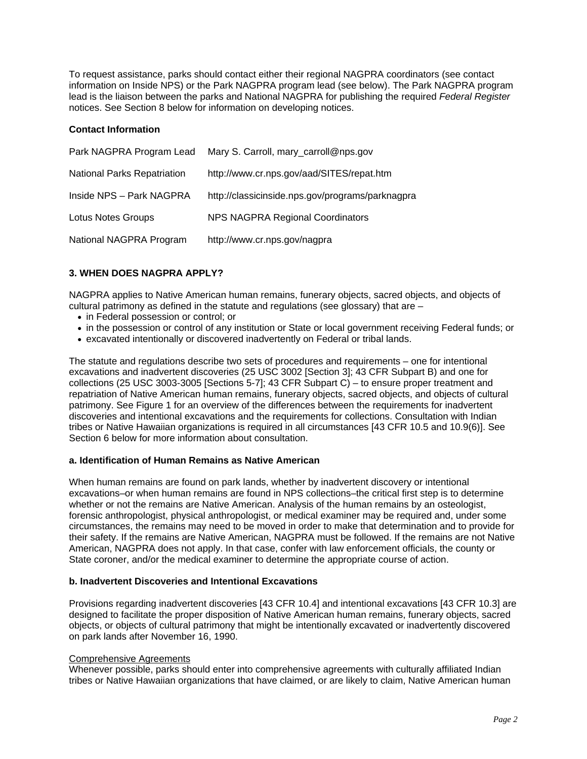To request assistance, parks should contact either their regional NAGPRA coordinators (see contact information on Inside NPS) or the Park NAGPRA program lead (see below). The Park NAGPRA program lead is the liaison between the parks and National NAGPRA for publishing the required *Federal Register* notices. See Section 8 below for information on developing notices.

**Contact Information**

| | |
|---|---|
| Park NAGPRA Program Lead | Mary S. Carroll, mary_carroll@nps.gov |
| National Parks Repatriation | http://www.cr.nps.gov/aad/SITES/repat.htm |
| Inside NPS – Park NAGPRA | http://classicinside.nps.gov/programs/parknagpra |
| Lotus Notes Groups | NPS NAGPRA Regional Coordinators |
| National NAGPRA Program | http://www.cr.nps.gov/nagpra |

### 3. WHEN DOES NAGPRA APPLY?

NAGPRA applies to Native American human remains, funerary objects, sacred objects, and objects of cultural patrimony as defined in the statute and regulations (see glossary) that are –

- in Federal possession or control; or
- in the possession or control of any institution or State or local government receiving Federal funds; or
- excavated intentionally or discovered inadvertently on Federal or tribal lands.

The statute and regulations describe two sets of procedures and requirements – one for intentional excavations and inadvertent discoveries (25 USC 3002 [Section 3]; 43 CFR Subpart B) and one for collections (25 USC 3003-3005 [Sections 5-7]; 43 CFR Subpart C) – to ensure proper treatment and repatriation of Native American human remains, funerary objects, sacred objects, and objects of cultural patrimony. See Figure 1 for an overview of the differences between the requirements for inadvertent discoveries and intentional excavations and the requirements for collections. Consultation with Indian tribes or Native Hawaiian organizations is required in all circumstances [43 CFR 10.5 and 10.9(6)]. See Section 6 below for more information about consultation.

#### a. Identification of Human Remains as Native American

When human remains are found on park lands, whether by inadvertent discovery or intentional excavations–or when human remains are found in NPS collections–the critical first step is to determine whether or not the remains are Native American. Analysis of the human remains by an osteologist, forensic anthropologist, physical anthropologist, or medical examiner may be required and, under some circumstances, the remains may need to be moved in order to make that determination and to provide for their safety. If the remains are Native American, NAGPRA must be followed. If the remains are not Native American, NAGPRA does not apply. In that case, confer with law enforcement officials, the county or State coroner, and/or the medical examiner to determine the appropriate course of action.

#### b. Inadvertent Discoveries and Intentional Excavations

Provisions regarding inadvertent discoveries [43 CFR 10.4] and intentional excavations [43 CFR 10.3] are designed to facilitate the proper disposition of Native American human remains, funerary objects, sacred objects, or objects of cultural patrimony that might be intentionally excavated or inadvertently discovered on park lands after November 16, 1990.

<u>Comprehensive Agreements</u>

Whenever possible, parks should enter into comprehensive agreements with culturally affiliated Indian tribes or Native Hawaiian organizations that have claimed, or are likely to claim, Native American human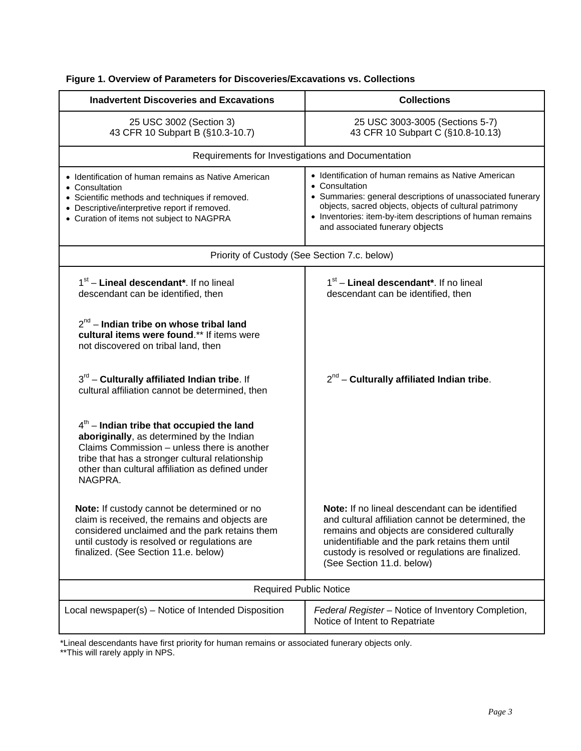**Figure 1. Overview of Parameters for Discoveries/Excavations vs. Collections**

| Inadvertent Discoveries and Excavations | Collections |
|---|---|
| 25 USC 3002 (Section 3)<br>43 CFR 10 Subpart B (§10.3-10.7) | 25 USC 3003-3005 (Sections 5-7)<br>43 CFR 10 Subpart C (§10.8-10.13) |
| Requirements for Investigations and Documentation | |
| • Identification of human remains as Native American<br>• Consultation<br>• Scientific methods and techniques if removed.<br>• Descriptive/interpretive report if removed.<br>• Curation of items not subject to NAGPRA | • Identification of human remains as Native American<br>• Consultation<br>• Summaries: general descriptions of unassociated funerary objects, sacred objects, objects of cultural patrimony<br>• Inventories: item-by-item descriptions of human remains and associated funerary objects |
| Priority of Custody (See Section 7.c. below) | |
| 1st – **Lineal descendant***. If no lineal descendant can be identified, then | 1st – **Lineal descendant***. If no lineal descendant can be identified, then |
| 2nd – **Indian tribe on whose tribal land cultural items were found**.** If items were not discovered on tribal land, then | |
| 3rd – **Culturally affiliated Indian tribe**. If cultural affiliation cannot be determined, then | 2nd – **Culturally affiliated Indian tribe**. |
| 4th – **Indian tribe that occupied the land aboriginally**, as determined by the Indian Claims Commission – unless there is another tribe that has a stronger cultural relationship other than cultural affiliation as defined under NAGPRA. | |
| **Note:** If custody cannot be determined or no claim is received, the remains and objects are considered unclaimed and the park retains them until custody is resolved or regulations are finalized. (See Section 11.e. below) | **Note:** If no lineal descendant can be identified and cultural affiliation cannot be determined, the remains and objects are considered culturally unidentifiable and the park retains them until custody is resolved or regulations are finalized. (See Section 11.d. below) |
| Required Public Notice | |
| Local newspaper(s) – Notice of Intended Disposition | *Federal Register* – Notice of Inventory Completion, Notice of Intent to Repatriate |

*Lineal descendants have first priority for human remains or associated funerary objects only.
**This will rarely apply in NPS.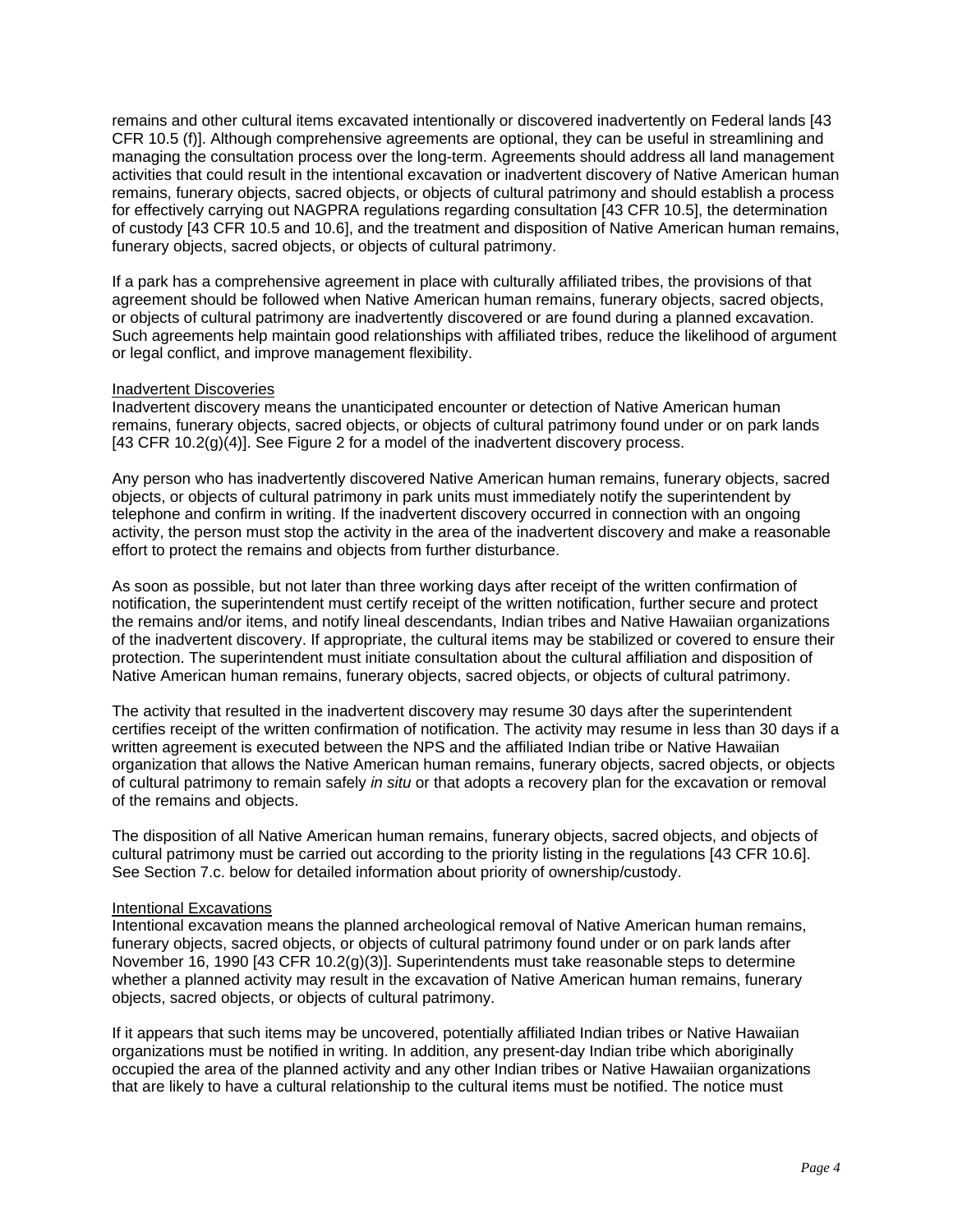remains and other cultural items excavated intentionally or discovered inadvertently on Federal lands [43 CFR 10.5 (f)]. Although comprehensive agreements are optional, they can be useful in streamlining and managing the consultation process over the long-term. Agreements should address all land management activities that could result in the intentional excavation or inadvertent discovery of Native American human remains, funerary objects, sacred objects, or objects of cultural patrimony and should establish a process for effectively carrying out NAGPRA regulations regarding consultation [43 CFR 10.5], the determination of custody [43 CFR 10.5 and 10.6], and the treatment and disposition of Native American human remains, funerary objects, sacred objects, or objects of cultural patrimony.

If a park has a comprehensive agreement in place with culturally affiliated tribes, the provisions of that agreement should be followed when Native American human remains, funerary objects, sacred objects, or objects of cultural patrimony are inadvertently discovered or are found during a planned excavation. Such agreements help maintain good relationships with affiliated tribes, reduce the likelihood of argument or legal conflict, and improve management flexibility.

<u>Inadvertent Discoveries</u>

Inadvertent discovery means the unanticipated encounter or detection of Native American human remains, funerary objects, sacred objects, or objects of cultural patrimony found under or on park lands [43 CFR 10.2(g)(4)]. See Figure 2 for a model of the inadvertent discovery process.

Any person who has inadvertently discovered Native American human remains, funerary objects, sacred objects, or objects of cultural patrimony in park units must immediately notify the superintendent by telephone and confirm in writing. If the inadvertent discovery occurred in connection with an ongoing activity, the person must stop the activity in the area of the inadvertent discovery and make a reasonable effort to protect the remains and objects from further disturbance.

As soon as possible, but not later than three working days after receipt of the written confirmation of notification, the superintendent must certify receipt of the written notification, further secure and protect the remains and/or items, and notify lineal descendants, Indian tribes and Native Hawaiian organizations of the inadvertent discovery. If appropriate, the cultural items may be stabilized or covered to ensure their protection. The superintendent must initiate consultation about the cultural affiliation and disposition of Native American human remains, funerary objects, sacred objects, or objects of cultural patrimony.

The activity that resulted in the inadvertent discovery may resume 30 days after the superintendent certifies receipt of the written confirmation of notification. The activity may resume in less than 30 days if a written agreement is executed between the NPS and the affiliated Indian tribe or Native Hawaiian organization that allows the Native American human remains, funerary objects, sacred objects, or objects of cultural patrimony to remain safely *in situ* or that adopts a recovery plan for the excavation or removal of the remains and objects.

The disposition of all Native American human remains, funerary objects, sacred objects, and objects of cultural patrimony must be carried out according to the priority listing in the regulations [43 CFR 10.6]. See Section 7.c. below for detailed information about priority of ownership/custody.

<u>Intentional Excavations</u>

Intentional excavation means the planned archeological removal of Native American human remains, funerary objects, sacred objects, or objects of cultural patrimony found under or on park lands after November 16, 1990 [43 CFR 10.2(g)(3)]. Superintendents must take reasonable steps to determine whether a planned activity may result in the excavation of Native American human remains, funerary objects, sacred objects, or objects of cultural patrimony.

If it appears that such items may be uncovered, potentially affiliated Indian tribes or Native Hawaiian organizations must be notified in writing. In addition, any present-day Indian tribe which aboriginally occupied the area of the planned activity and any other Indian tribes or Native Hawaiian organizations that are likely to have a cultural relationship to the cultural items must be notified. The notice must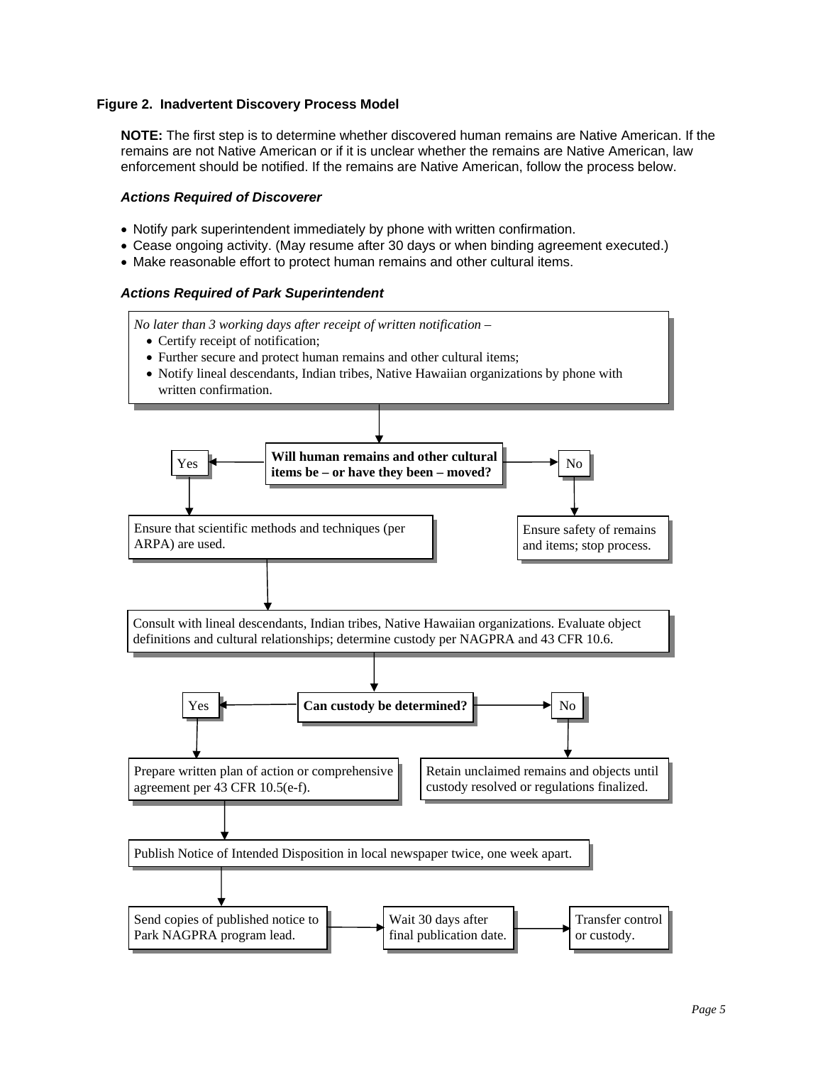**Figure 2. Inadvertent Discovery Process Model**

**NOTE:** The first step is to determine whether discovered human remains are Native American. If the remains are not Native American or if it is unclear whether the remains are Native American, law enforcement should be notified. If the remains are Native American, follow the process below.

***Actions Required of Discoverer***

- Notify park superintendent immediately by phone with written confirmation.
- Cease ongoing activity. (May resume after 30 days or when binding agreement executed.)
- Make reasonable effort to protect human remains and other cultural items.

***Actions Required of Park Superintendent***

*No later than 3 working days after receipt of written notification –*

- Certify receipt of notification;
- Further secure and protect human remains and other cultural items;
- Notify lineal descendants, Indian tribes, Native Hawaiian organizations by phone with written confirmation.

↓

**Will human remains and other cultural items be – or have they been – moved?**

- **Yes** → Ensure that scientific methods and techniques (per ARPA) are used.
  ↓
  Consult with lineal descendants, Indian tribes, Native Hawaiian organizations. Evaluate object definitions and cultural relationships; determine custody per NAGPRA and 43 CFR 10.6.
  ↓
  **Can custody be determined?**
  - **Yes** → Prepare written plan of action or comprehensive agreement per 43 CFR 10.5(e-f).
    ↓
    Publish Notice of Intended Disposition in local newspaper twice, one week apart.
    ↓
    Send copies of published notice to Park NAGPRA program lead. → Wait 30 days after final publication date. → Transfer control or custody.
  - **No** → Retain unclaimed remains and objects until custody resolved or regulations finalized.
- **No** → Ensure safety of remains and items; stop process.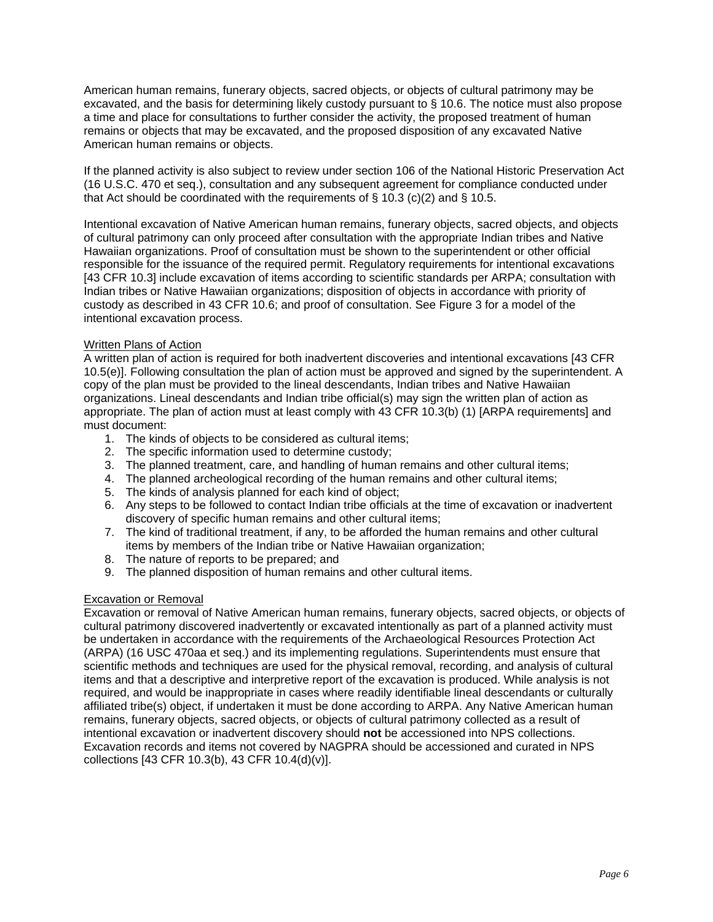American human remains, funerary objects, sacred objects, or objects of cultural patrimony may be excavated, and the basis for determining likely custody pursuant to § 10.6. The notice must also propose a time and place for consultations to further consider the activity, the proposed treatment of human remains or objects that may be excavated, and the proposed disposition of any excavated Native American human remains or objects.

If the planned activity is also subject to review under section 106 of the National Historic Preservation Act (16 U.S.C. 470 et seq.), consultation and any subsequent agreement for compliance conducted under that Act should be coordinated with the requirements of § 10.3 (c)(2) and § 10.5.

Intentional excavation of Native American human remains, funerary objects, sacred objects, and objects of cultural patrimony can only proceed after consultation with the appropriate Indian tribes and Native Hawaiian organizations. Proof of consultation must be shown to the superintendent or other official responsible for the issuance of the required permit. Regulatory requirements for intentional excavations [43 CFR 10.3] include excavation of items according to scientific standards per ARPA; consultation with Indian tribes or Native Hawaiian organizations; disposition of objects in accordance with priority of custody as described in 43 CFR 10.6; and proof of consultation. See Figure 3 for a model of the intentional excavation process.

<u>Written Plans of Action</u>

A written plan of action is required for both inadvertent discoveries and intentional excavations [43 CFR 10.5(e)]. Following consultation the plan of action must be approved and signed by the superintendent. A copy of the plan must be provided to the lineal descendants, Indian tribes and Native Hawaiian organizations. Lineal descendants and Indian tribe official(s) may sign the written plan of action as appropriate. The plan of action must at least comply with 43 CFR 10.3(b) (1) [ARPA requirements] and must document:

1. The kinds of objects to be considered as cultural items;
2. The specific information used to determine custody;
3. The planned treatment, care, and handling of human remains and other cultural items;
4. The planned archeological recording of the human remains and other cultural items;
5. The kinds of analysis planned for each kind of object;
6. Any steps to be followed to contact Indian tribe officials at the time of excavation or inadvertent discovery of specific human remains and other cultural items;
7. The kind of traditional treatment, if any, to be afforded the human remains and other cultural items by members of the Indian tribe or Native Hawaiian organization;
8. The nature of reports to be prepared; and
9. The planned disposition of human remains and other cultural items.

<u>Excavation or Removal</u>

Excavation or removal of Native American human remains, funerary objects, sacred objects, or objects of cultural patrimony discovered inadvertently or excavated intentionally as part of a planned activity must be undertaken in accordance with the requirements of the Archaeological Resources Protection Act (ARPA) (16 USC 470aa et seq.) and its implementing regulations. Superintendents must ensure that scientific methods and techniques are used for the physical removal, recording, and analysis of cultural items and that a descriptive and interpretive report of the excavation is produced. While analysis is not required, and would be inappropriate in cases where readily identifiable lineal descendants or culturally affiliated tribe(s) object, if undertaken it must be done according to ARPA. Any Native American human remains, funerary objects, sacred objects, or objects of cultural patrimony collected as a result of intentional excavation or inadvertent discovery should **not** be accessioned into NPS collections. Excavation records and items not covered by NAGPRA should be accessioned and curated in NPS collections [43 CFR 10.3(b), 43 CFR 10.4(d)(v)].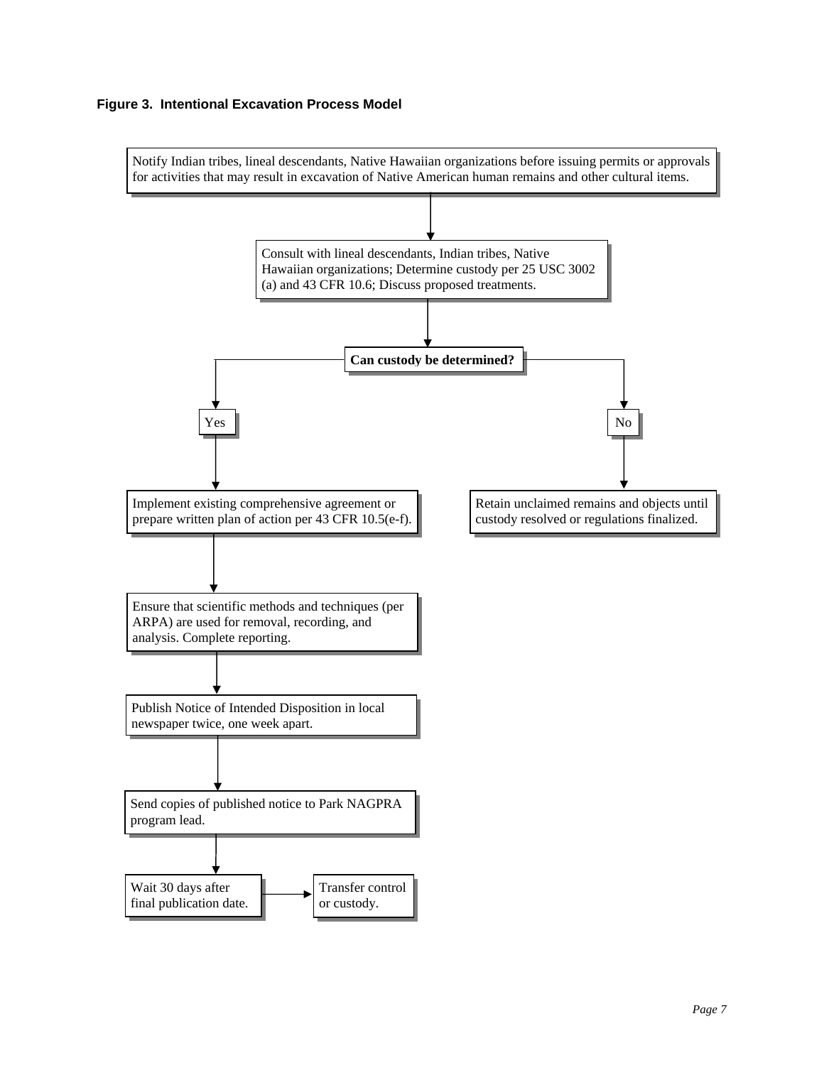**Figure 3. Intentional Excavation Process Model**

Notify Indian tribes, lineal descendants, Native Hawaiian organizations before issuing permits or approvals for activities that may result in excavation of Native American human remains and other cultural items.

↓

Consult with lineal descendants, Indian tribes, Native Hawaiian organizations; Determine custody per 25 USC 3002 (a) and 43 CFR 10.6; Discuss proposed treatments.

↓

**Can custody be determined?**

- **Yes**
  - Implement existing comprehensive agreement or prepare written plan of action per 43 CFR 10.5(e-f).
  - ↓
  - Ensure that scientific methods and techniques (per ARPA) are used for removal, recording, and analysis. Complete reporting.
  - ↓
  - Publish Notice of Intended Disposition in local newspaper twice, one week apart.
  - ↓
  - Send copies of published notice to Park NAGPRA program lead.
  - ↓
  - Wait 30 days after final publication date. → Transfer control or custody.
- **No**
  - Retain unclaimed remains and objects until custody resolved or regulations finalized.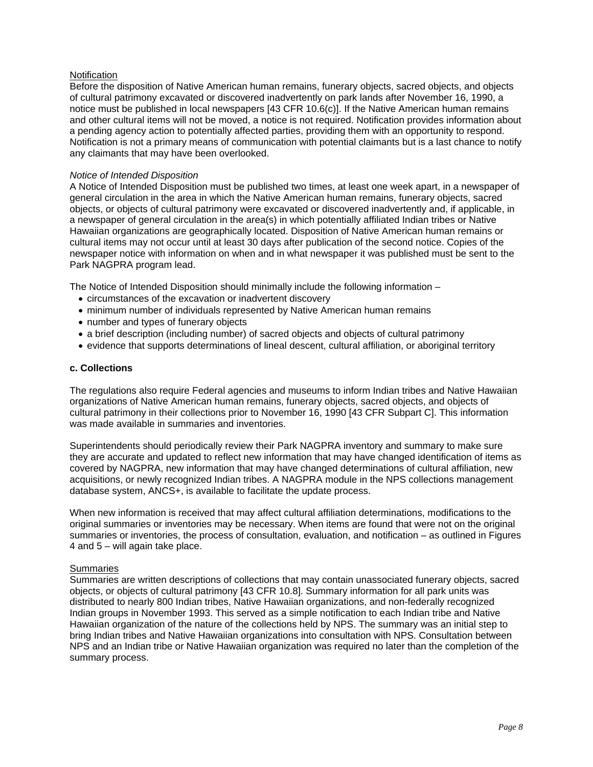Notification

Before the disposition of Native American human remains, funerary objects, sacred objects, and objects of cultural patrimony excavated or discovered inadvertently on park lands after November 16, 1990, a notice must be published in local newspapers [43 CFR 10.6(c)]. If the Native American human remains and other cultural items will not be moved, a notice is not required. Notification provides information about a pending agency action to potentially affected parties, providing them with an opportunity to respond. Notification is not a primary means of communication with potential claimants but is a last chance to notify any claimants that may have been overlooked.

*Notice of Intended Disposition*

A Notice of Intended Disposition must be published two times, at least one week apart, in a newspaper of general circulation in the area in which the Native American human remains, funerary objects, sacred objects, or objects of cultural patrimony were excavated or discovered inadvertently and, if applicable, in a newspaper of general circulation in the area(s) in which potentially affiliated Indian tribes or Native Hawaiian organizations are geographically located. Disposition of Native American human remains or cultural items may not occur until at least 30 days after publication of the second notice. Copies of the newspaper notice with information on when and in what newspaper it was published must be sent to the Park NAGPRA program lead.

The Notice of Intended Disposition should minimally include the following information –

- circumstances of the excavation or inadvertent discovery
- minimum number of individuals represented by Native American human remains
- number and types of funerary objects
- a brief description (including number) of sacred objects and objects of cultural patrimony
- evidence that supports determinations of lineal descent, cultural affiliation, or aboriginal territory

**c. Collections**

The regulations also require Federal agencies and museums to inform Indian tribes and Native Hawaiian organizations of Native American human remains, funerary objects, sacred objects, and objects of cultural patrimony in their collections prior to November 16, 1990 [43 CFR Subpart C]. This information was made available in summaries and inventories.

Superintendents should periodically review their Park NAGPRA inventory and summary to make sure they are accurate and updated to reflect new information that may have changed identification of items as covered by NAGPRA, new information that may have changed determinations of cultural affiliation, new acquisitions, or newly recognized Indian tribes. A NAGPRA module in the NPS collections management database system, ANCS+, is available to facilitate the update process.

When new information is received that may affect cultural affiliation determinations, modifications to the original summaries or inventories may be necessary. When items are found that were not on the original summaries or inventories, the process of consultation, evaluation, and notification – as outlined in Figures 4 and 5 – will again take place.

Summaries

Summaries are written descriptions of collections that may contain unassociated funerary objects, sacred objects, or objects of cultural patrimony [43 CFR 10.8]. Summary information for all park units was distributed to nearly 800 Indian tribes, Native Hawaiian organizations, and non-federally recognized Indian groups in November 1993. This served as a simple notification to each Indian tribe and Native Hawaiian organization of the nature of the collections held by NPS. The summary was an initial step to bring Indian tribes and Native Hawaiian organizations into consultation with NPS. Consultation between NPS and an Indian tribe or Native Hawaiian organization was required no later than the completion of the summary process.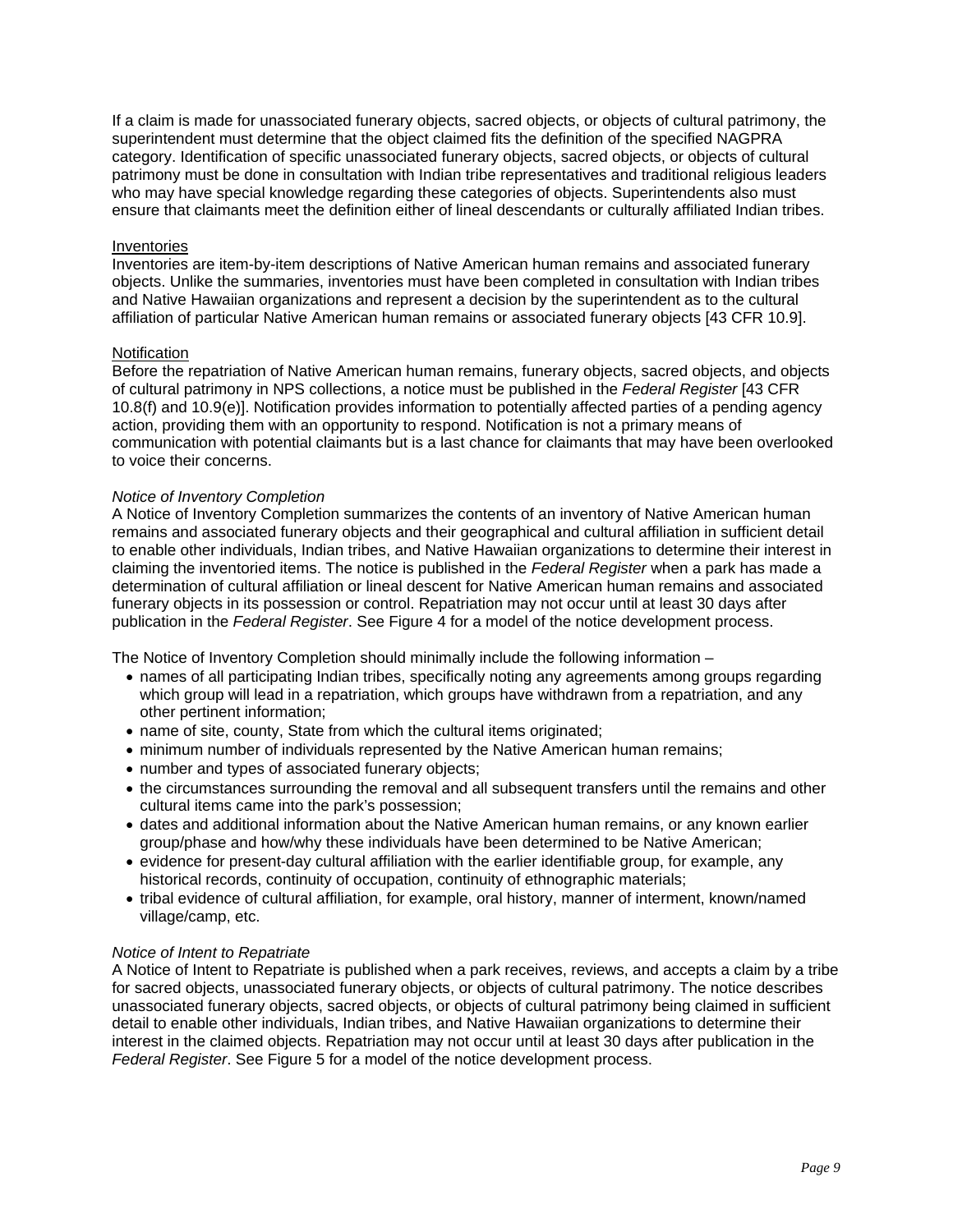If a claim is made for unassociated funerary objects, sacred objects, or objects of cultural patrimony, the superintendent must determine that the object claimed fits the definition of the specified NAGPRA category. Identification of specific unassociated funerary objects, sacred objects, or objects of cultural patrimony must be done in consultation with Indian tribe representatives and traditional religious leaders who may have special knowledge regarding these categories of objects. Superintendents also must ensure that claimants meet the definition either of lineal descendants or culturally affiliated Indian tribes.

<u>Inventories</u>

Inventories are item-by-item descriptions of Native American human remains and associated funerary objects. Unlike the summaries, inventories must have been completed in consultation with Indian tribes and Native Hawaiian organizations and represent a decision by the superintendent as to the cultural affiliation of particular Native American human remains or associated funerary objects [43 CFR 10.9].

<u>Notification</u>

Before the repatriation of Native American human remains, funerary objects, sacred objects, and objects of cultural patrimony in NPS collections, a notice must be published in the *Federal Register* [43 CFR 10.8(f) and 10.9(e)]. Notification provides information to potentially affected parties of a pending agency action, providing them with an opportunity to respond. Notification is not a primary means of communication with potential claimants but is a last chance for claimants that may have been overlooked to voice their concerns.

*Notice of Inventory Completion*

A Notice of Inventory Completion summarizes the contents of an inventory of Native American human remains and associated funerary objects and their geographical and cultural affiliation in sufficient detail to enable other individuals, Indian tribes, and Native Hawaiian organizations to determine their interest in claiming the inventoried items. The notice is published in the *Federal Register* when a park has made a determination of cultural affiliation or lineal descent for Native American human remains and associated funerary objects in its possession or control. Repatriation may not occur until at least 30 days after publication in the *Federal Register*. See Figure 4 for a model of the notice development process.

The Notice of Inventory Completion should minimally include the following information –

- names of all participating Indian tribes, specifically noting any agreements among groups regarding which group will lead in a repatriation, which groups have withdrawn from a repatriation, and any other pertinent information;
- name of site, county, State from which the cultural items originated;
- minimum number of individuals represented by the Native American human remains;
- number and types of associated funerary objects;
- the circumstances surrounding the removal and all subsequent transfers until the remains and other cultural items came into the park's possession;
- dates and additional information about the Native American human remains, or any known earlier group/phase and how/why these individuals have been determined to be Native American;
- evidence for present-day cultural affiliation with the earlier identifiable group, for example, any historical records, continuity of occupation, continuity of ethnographic materials;
- tribal evidence of cultural affiliation, for example, oral history, manner of interment, known/named village/camp, etc.

*Notice of Intent to Repatriate*

A Notice of Intent to Repatriate is published when a park receives, reviews, and accepts a claim by a tribe for sacred objects, unassociated funerary objects, or objects of cultural patrimony. The notice describes unassociated funerary objects, sacred objects, or objects of cultural patrimony being claimed in sufficient detail to enable other individuals, Indian tribes, and Native Hawaiian organizations to determine their interest in the claimed objects. Repatriation may not occur until at least 30 days after publication in the *Federal Register*. See Figure 5 for a model of the notice development process.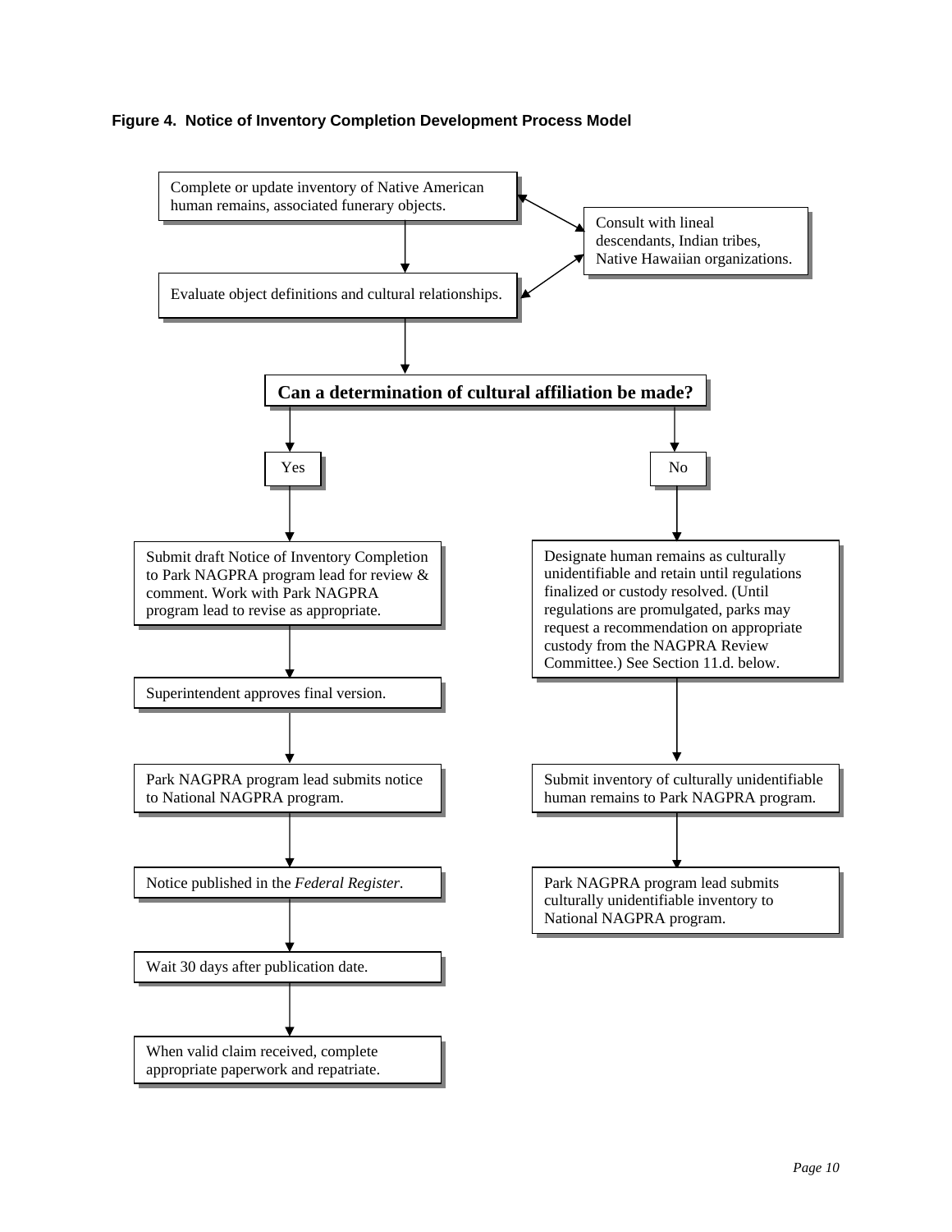**Figure 4. Notice of Inventory Completion Development Process Model**

Complete or update inventory of Native American human remains, associated funerary objects.

Consult with lineal descendants, Indian tribes, Native Hawaiian organizations.

Evaluate object definitions and cultural relationships.

**Can a determination of cultural affiliation be made?**

**Yes:**

1. Submit draft Notice of Inventory Completion to Park NAGPRA program lead for review & comment. Work with Park NAGPRA program lead to revise as appropriate.
2. Superintendent approves final version.
3. Park NAGPRA program lead submits notice to National NAGPRA program.
4. Notice published in the *Federal Register*.
5. Wait 30 days after publication date.
6. When valid claim received, complete appropriate paperwork and repatriate.

**No:**

1. Designate human remains as culturally unidentifiable and retain until regulations finalized or custody resolved. (Until regulations are promulgated, parks may request a recommendation on appropriate custody from the NAGPRA Review Committee.) See Section 11.d. below.
2. Submit inventory of culturally unidentifiable human remains to Park NAGPRA program.
3. Park NAGPRA program lead submits culturally unidentifiable inventory to National NAGPRA program.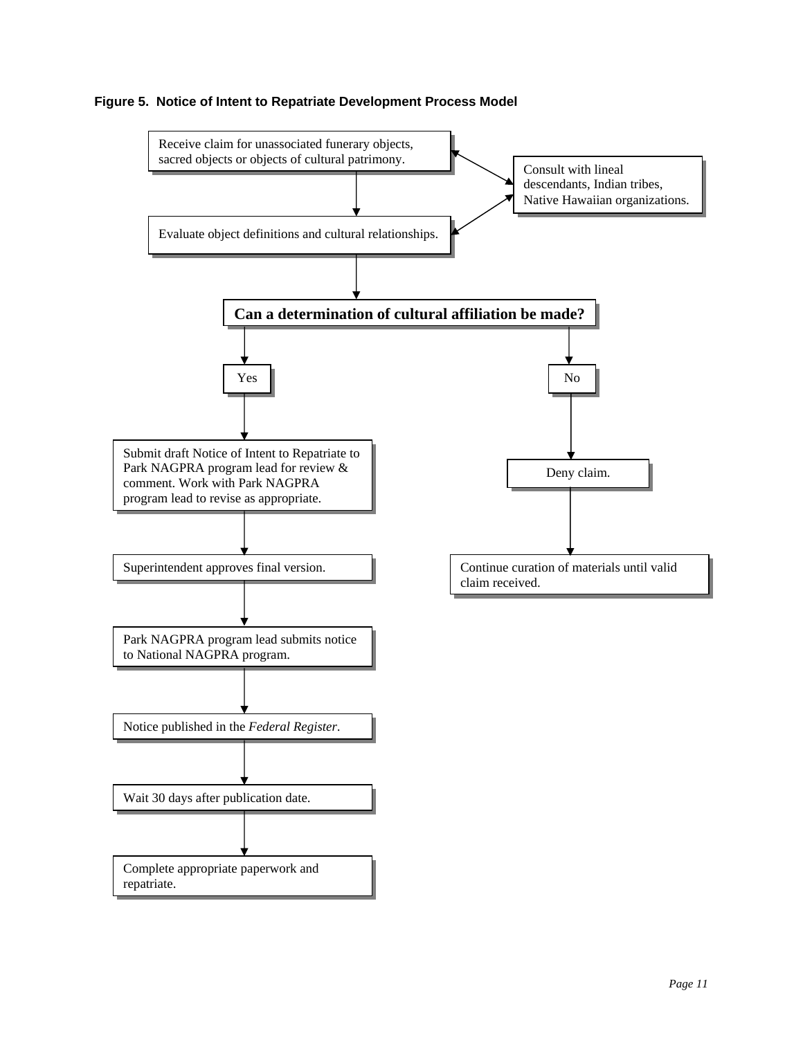**Figure 5. Notice of Intent to Repatriate Development Process Model**

Receive claim for unassociated funerary objects, sacred objects or objects of cultural patrimony.

Consult with lineal descendants, Indian tribes, Native Hawaiian organizations.

Evaluate object definitions and cultural relationships.

**Can a determination of cultural affiliation be made?**

Yes

Submit draft Notice of Intent to Repatriate to Park NAGPRA program lead for review & comment. Work with Park NAGPRA program lead to revise as appropriate.

Superintendent approves final version.

Park NAGPRA program lead submits notice to National NAGPRA program.

Notice published in the *Federal Register*.

Wait 30 days after publication date.

Complete appropriate paperwork and repatriate.

No

Deny claim.

Continue curation of materials until valid claim received.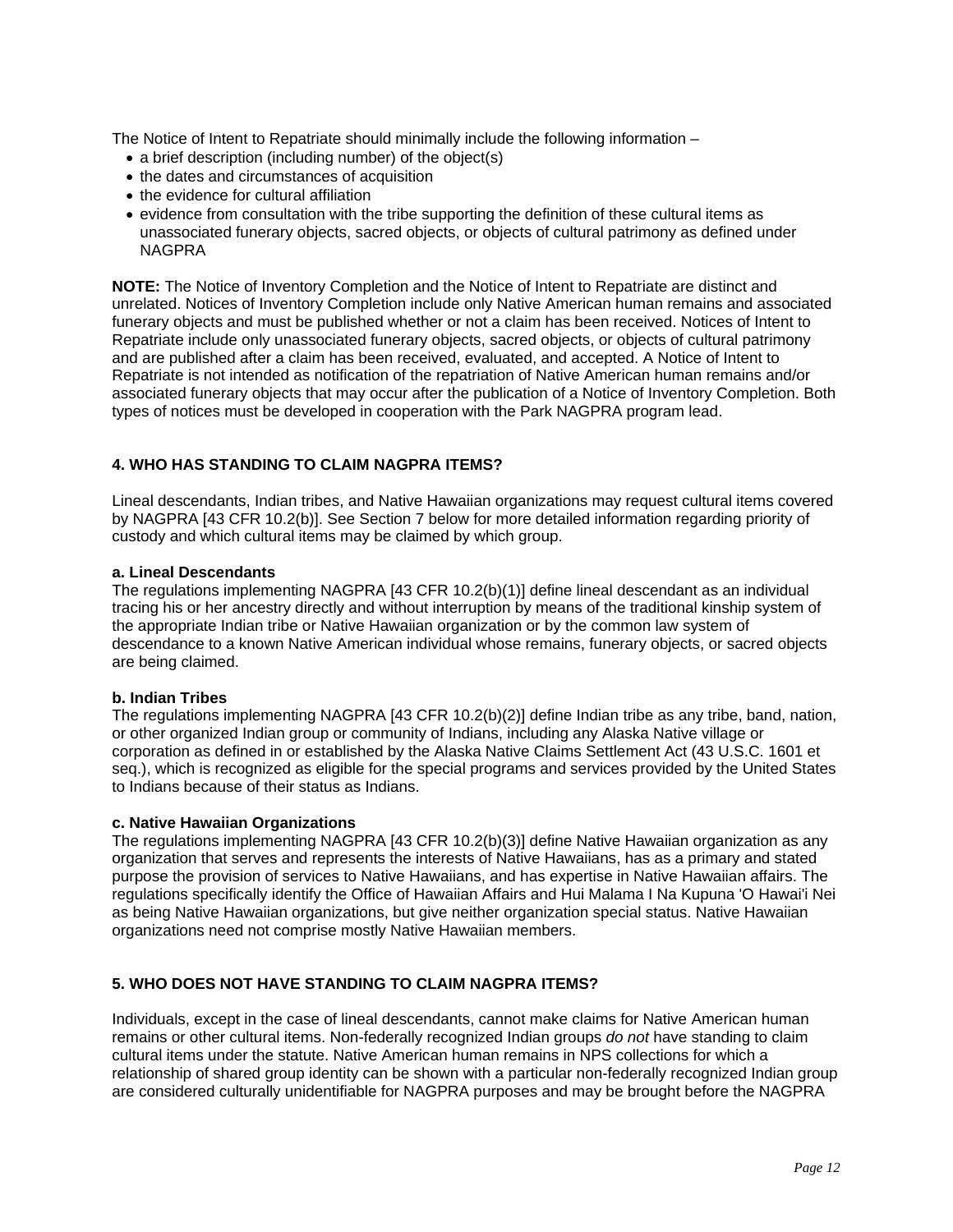The Notice of Intent to Repatriate should minimally include the following information –

- a brief description (including number) of the object(s)
- the dates and circumstances of acquisition
- the evidence for cultural affiliation
- evidence from consultation with the tribe supporting the definition of these cultural items as unassociated funerary objects, sacred objects, or objects of cultural patrimony as defined under NAGPRA

**NOTE:** The Notice of Inventory Completion and the Notice of Intent to Repatriate are distinct and unrelated. Notices of Inventory Completion include only Native American human remains and associated funerary objects and must be published whether or not a claim has been received. Notices of Intent to Repatriate include only unassociated funerary objects, sacred objects, or objects of cultural patrimony and are published after a claim has been received, evaluated, and accepted. A Notice of Intent to Repatriate is not intended as notification of the repatriation of Native American human remains and/or associated funerary objects that may occur after the publication of a Notice of Inventory Completion. Both types of notices must be developed in cooperation with the Park NAGPRA program lead.

## 4. WHO HAS STANDING TO CLAIM NAGPRA ITEMS?

Lineal descendants, Indian tribes, and Native Hawaiian organizations may request cultural items covered by NAGPRA [43 CFR 10.2(b)]. See Section 7 below for more detailed information regarding priority of custody and which cultural items may be claimed by which group.

### a. Lineal Descendants

The regulations implementing NAGPRA [43 CFR 10.2(b)(1)] define lineal descendant as an individual tracing his or her ancestry directly and without interruption by means of the traditional kinship system of the appropriate Indian tribe or Native Hawaiian organization or by the common law system of descendance to a known Native American individual whose remains, funerary objects, or sacred objects are being claimed.

### b. Indian Tribes

The regulations implementing NAGPRA [43 CFR 10.2(b)(2)] define Indian tribe as any tribe, band, nation, or other organized Indian group or community of Indians, including any Alaska Native village or corporation as defined in or established by the Alaska Native Claims Settlement Act (43 U.S.C. 1601 et seq.), which is recognized as eligible for the special programs and services provided by the United States to Indians because of their status as Indians.

### c. Native Hawaiian Organizations

The regulations implementing NAGPRA [43 CFR 10.2(b)(3)] define Native Hawaiian organization as any organization that serves and represents the interests of Native Hawaiians, has as a primary and stated purpose the provision of services to Native Hawaiians, and has expertise in Native Hawaiian affairs. The regulations specifically identify the Office of Hawaiian Affairs and Hui Malama I Na Kupuna 'O Hawai'i Nei as being Native Hawaiian organizations, but give neither organization special status. Native Hawaiian organizations need not comprise mostly Native Hawaiian members.

## 5. WHO DOES NOT HAVE STANDING TO CLAIM NAGPRA ITEMS?

Individuals, except in the case of lineal descendants, cannot make claims for Native American human remains or other cultural items. Non-federally recognized Indian groups *do not* have standing to claim cultural items under the statute. Native American human remains in NPS collections for which a relationship of shared group identity can be shown with a particular non-federally recognized Indian group are considered culturally unidentifiable for NAGPRA purposes and may be brought before the NAGPRA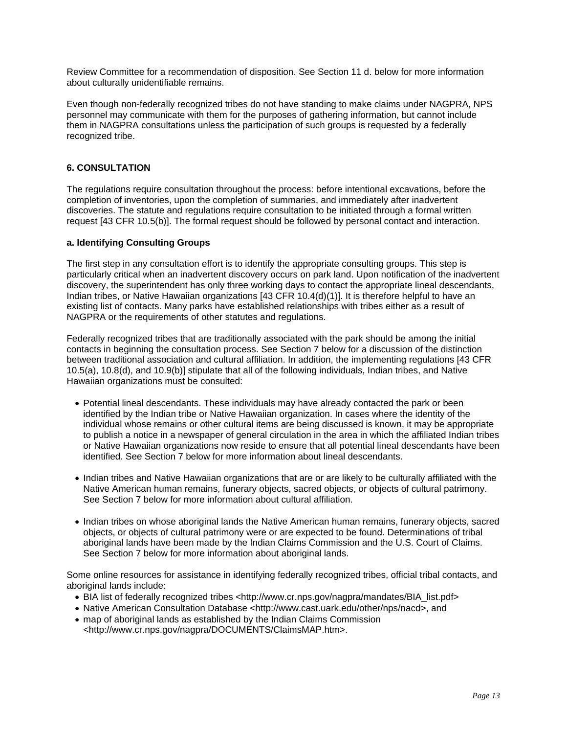Review Committee for a recommendation of disposition. See Section 11 d. below for more information about culturally unidentifiable remains.

Even though non-federally recognized tribes do not have standing to make claims under NAGPRA, NPS personnel may communicate with them for the purposes of gathering information, but cannot include them in NAGPRA consultations unless the participation of such groups is requested by a federally recognized tribe.

## 6. CONSULTATION

The regulations require consultation throughout the process: before intentional excavations, before the completion of inventories, upon the completion of summaries, and immediately after inadvertent discoveries. The statute and regulations require consultation to be initiated through a formal written request [43 CFR 10.5(b)]. The formal request should be followed by personal contact and interaction.

### a. Identifying Consulting Groups

The first step in any consultation effort is to identify the appropriate consulting groups. This step is particularly critical when an inadvertent discovery occurs on park land. Upon notification of the inadvertent discovery, the superintendent has only three working days to contact the appropriate lineal descendants, Indian tribes, or Native Hawaiian organizations [43 CFR 10.4(d)(1)]. It is therefore helpful to have an existing list of contacts. Many parks have established relationships with tribes either as a result of NAGPRA or the requirements of other statutes and regulations.

Federally recognized tribes that are traditionally associated with the park should be among the initial contacts in beginning the consultation process. See Section 7 below for a discussion of the distinction between traditional association and cultural affiliation. In addition, the implementing regulations [43 CFR 10.5(a), 10.8(d), and 10.9(b)] stipulate that all of the following individuals, Indian tribes, and Native Hawaiian organizations must be consulted:

- Potential lineal descendants. These individuals may have already contacted the park or been identified by the Indian tribe or Native Hawaiian organization. In cases where the identity of the individual whose remains or other cultural items are being discussed is known, it may be appropriate to publish a notice in a newspaper of general circulation in the area in which the affiliated Indian tribes or Native Hawaiian organizations now reside to ensure that all potential lineal descendants have been identified. See Section 7 below for more information about lineal descendants.

- Indian tribes and Native Hawaiian organizations that are or are likely to be culturally affiliated with the Native American human remains, funerary objects, sacred objects, or objects of cultural patrimony. See Section 7 below for more information about cultural affiliation.

- Indian tribes on whose aboriginal lands the Native American human remains, funerary objects, sacred objects, or objects of cultural patrimony were or are expected to be found. Determinations of tribal aboriginal lands have been made by the Indian Claims Commission and the U.S. Court of Claims. See Section 7 below for more information about aboriginal lands.

Some online resources for assistance in identifying federally recognized tribes, official tribal contacts, and aboriginal lands include:

- BIA list of federally recognized tribes <http://www.cr.nps.gov/nagpra/mandates/BIA_list.pdf>
- Native American Consultation Database <http://www.cast.uark.edu/other/nps/nacd>, and
- map of aboriginal lands as established by the Indian Claims Commission <http://www.cr.nps.gov/nagpra/DOCUMENTS/ClaimsMAP.htm>.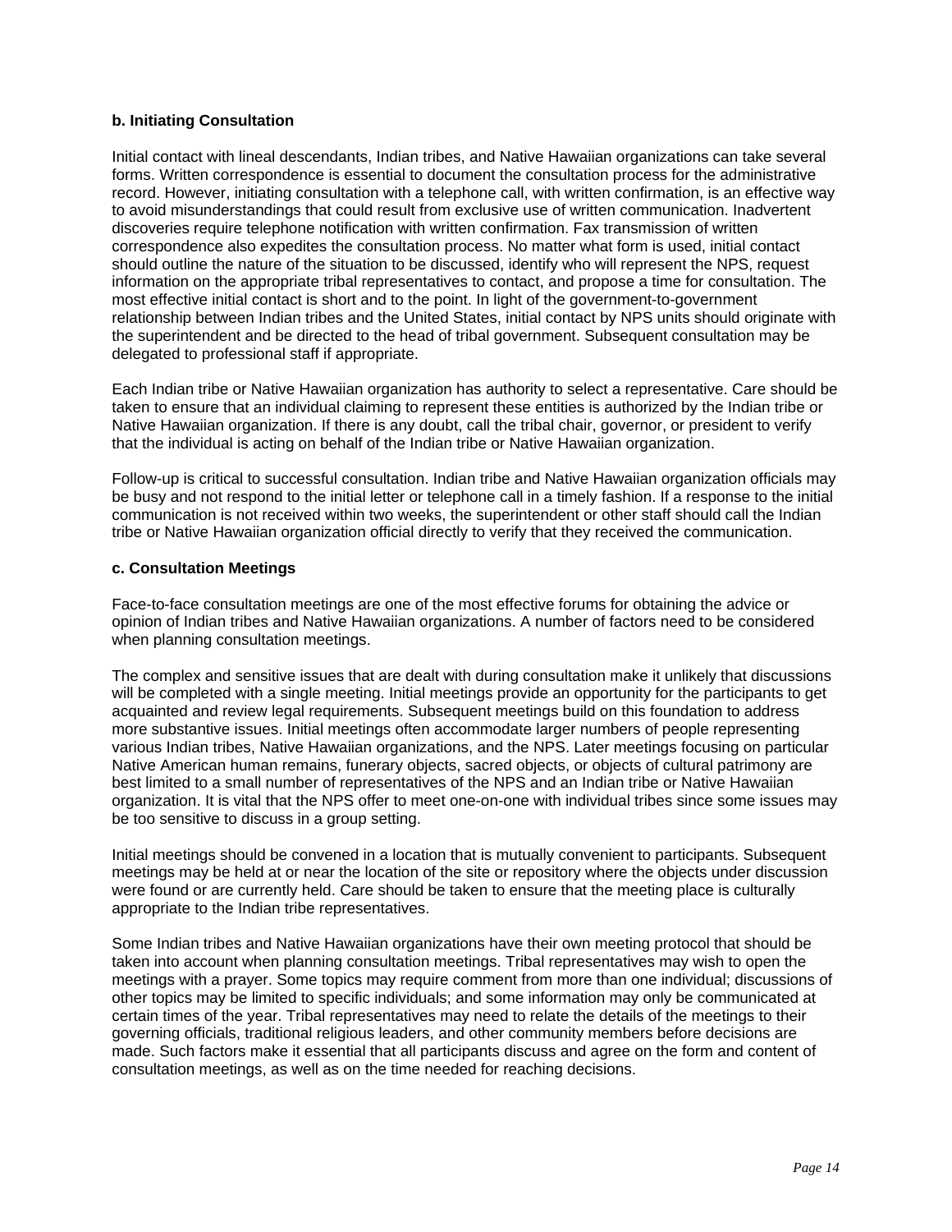**b. Initiating Consultation**

Initial contact with lineal descendants, Indian tribes, and Native Hawaiian organizations can take several forms. Written correspondence is essential to document the consultation process for the administrative record. However, initiating consultation with a telephone call, with written confirmation, is an effective way to avoid misunderstandings that could result from exclusive use of written communication. Inadvertent discoveries require telephone notification with written confirmation. Fax transmission of written correspondence also expedites the consultation process. No matter what form is used, initial contact should outline the nature of the situation to be discussed, identify who will represent the NPS, request information on the appropriate tribal representatives to contact, and propose a time for consultation. The most effective initial contact is short and to the point. In light of the government-to-government relationship between Indian tribes and the United States, initial contact by NPS units should originate with the superintendent and be directed to the head of tribal government. Subsequent consultation may be delegated to professional staff if appropriate.

Each Indian tribe or Native Hawaiian organization has authority to select a representative. Care should be taken to ensure that an individual claiming to represent these entities is authorized by the Indian tribe or Native Hawaiian organization. If there is any doubt, call the tribal chair, governor, or president to verify that the individual is acting on behalf of the Indian tribe or Native Hawaiian organization.

Follow-up is critical to successful consultation. Indian tribe and Native Hawaiian organization officials may be busy and not respond to the initial letter or telephone call in a timely fashion. If a response to the initial communication is not received within two weeks, the superintendent or other staff should call the Indian tribe or Native Hawaiian organization official directly to verify that they received the communication.

**c. Consultation Meetings**

Face-to-face consultation meetings are one of the most effective forums for obtaining the advice or opinion of Indian tribes and Native Hawaiian organizations. A number of factors need to be considered when planning consultation meetings.

The complex and sensitive issues that are dealt with during consultation make it unlikely that discussions will be completed with a single meeting. Initial meetings provide an opportunity for the participants to get acquainted and review legal requirements. Subsequent meetings build on this foundation to address more substantive issues. Initial meetings often accommodate larger numbers of people representing various Indian tribes, Native Hawaiian organizations, and the NPS. Later meetings focusing on particular Native American human remains, funerary objects, sacred objects, or objects of cultural patrimony are best limited to a small number of representatives of the NPS and an Indian tribe or Native Hawaiian organization. It is vital that the NPS offer to meet one-on-one with individual tribes since some issues may be too sensitive to discuss in a group setting.

Initial meetings should be convened in a location that is mutually convenient to participants. Subsequent meetings may be held at or near the location of the site or repository where the objects under discussion were found or are currently held. Care should be taken to ensure that the meeting place is culturally appropriate to the Indian tribe representatives.

Some Indian tribes and Native Hawaiian organizations have their own meeting protocol that should be taken into account when planning consultation meetings. Tribal representatives may wish to open the meetings with a prayer. Some topics may require comment from more than one individual; discussions of other topics may be limited to specific individuals; and some information may only be communicated at certain times of the year. Tribal representatives may need to relate the details of the meetings to their governing officials, traditional religious leaders, and other community members before decisions are made. Such factors make it essential that all participants discuss and agree on the form and content of consultation meetings, as well as on the time needed for reaching decisions.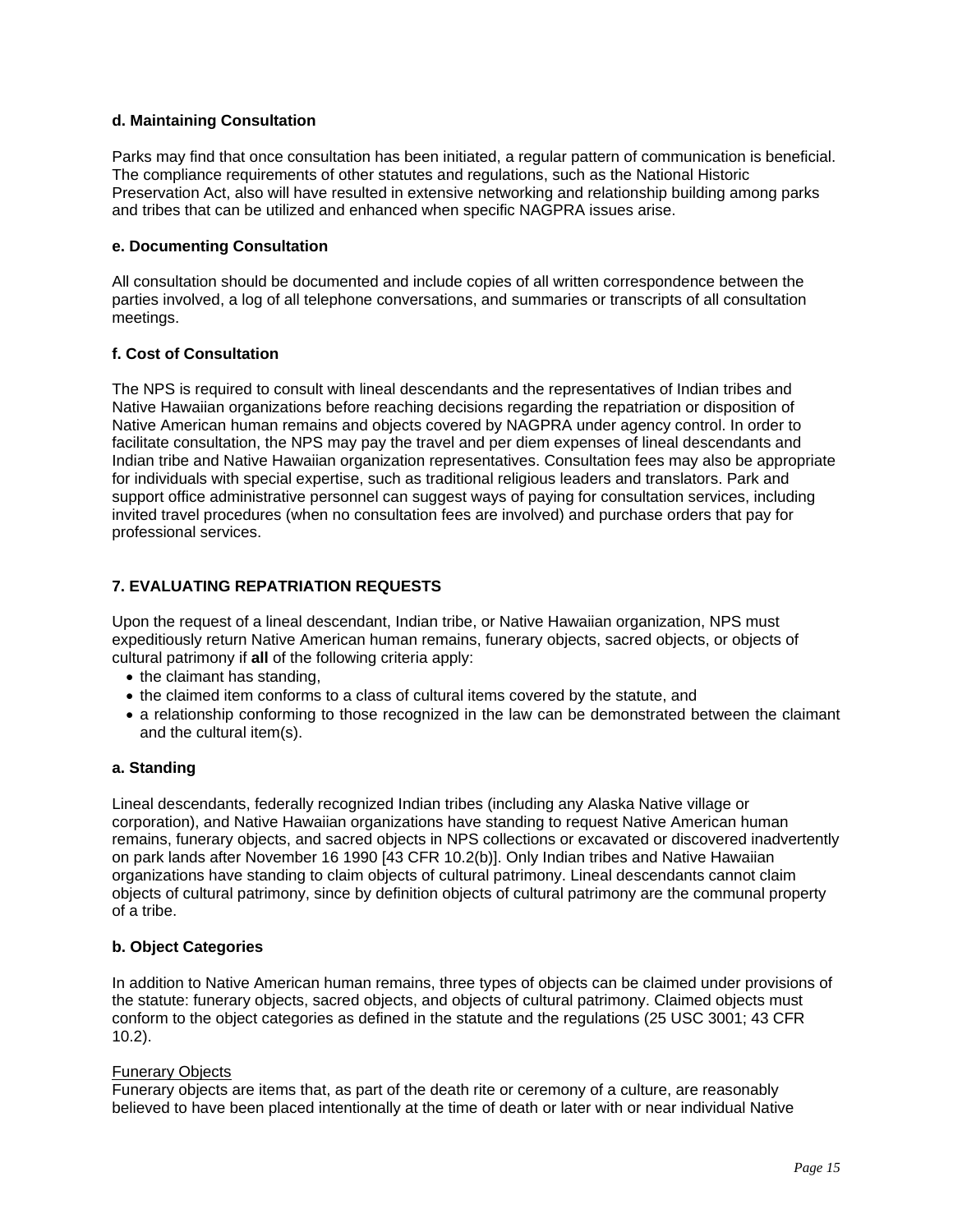### d. Maintaining Consultation

Parks may find that once consultation has been initiated, a regular pattern of communication is beneficial. The compliance requirements of other statutes and regulations, such as the National Historic Preservation Act, also will have resulted in extensive networking and relationship building among parks and tribes that can be utilized and enhanced when specific NAGPRA issues arise.

### e. Documenting Consultation

All consultation should be documented and include copies of all written correspondence between the parties involved, a log of all telephone conversations, and summaries or transcripts of all consultation meetings.

### f. Cost of Consultation

The NPS is required to consult with lineal descendants and the representatives of Indian tribes and Native Hawaiian organizations before reaching decisions regarding the repatriation or disposition of Native American human remains and objects covered by NAGPRA under agency control. In order to facilitate consultation, the NPS may pay the travel and per diem expenses of lineal descendants and Indian tribe and Native Hawaiian organization representatives. Consultation fees may also be appropriate for individuals with special expertise, such as traditional religious leaders and translators. Park and support office administrative personnel can suggest ways of paying for consultation services, including invited travel procedures (when no consultation fees are involved) and purchase orders that pay for professional services.

## 7. EVALUATING REPATRIATION REQUESTS

Upon the request of a lineal descendant, Indian tribe, or Native Hawaiian organization, NPS must expeditiously return Native American human remains, funerary objects, sacred objects, or objects of cultural patrimony if **all** of the following criteria apply:

- the claimant has standing,
- the claimed item conforms to a class of cultural items covered by the statute, and
- a relationship conforming to those recognized in the law can be demonstrated between the claimant and the cultural item(s).

### a. Standing

Lineal descendants, federally recognized Indian tribes (including any Alaska Native village or corporation), and Native Hawaiian organizations have standing to request Native American human remains, funerary objects, and sacred objects in NPS collections or excavated or discovered inadvertently on park lands after November 16 1990 [43 CFR 10.2(b)]. Only Indian tribes and Native Hawaiian organizations have standing to claim objects of cultural patrimony. Lineal descendants cannot claim objects of cultural patrimony, since by definition objects of cultural patrimony are the communal property of a tribe.

### b. Object Categories

In addition to Native American human remains, three types of objects can be claimed under provisions of the statute: funerary objects, sacred objects, and objects of cultural patrimony. Claimed objects must conform to the object categories as defined in the statute and the regulations (25 USC 3001; 43 CFR 10.2).

<u>Funerary Objects</u>
Funerary objects are items that, as part of the death rite or ceremony of a culture, are reasonably believed to have been placed intentionally at the time of death or later with or near individual Native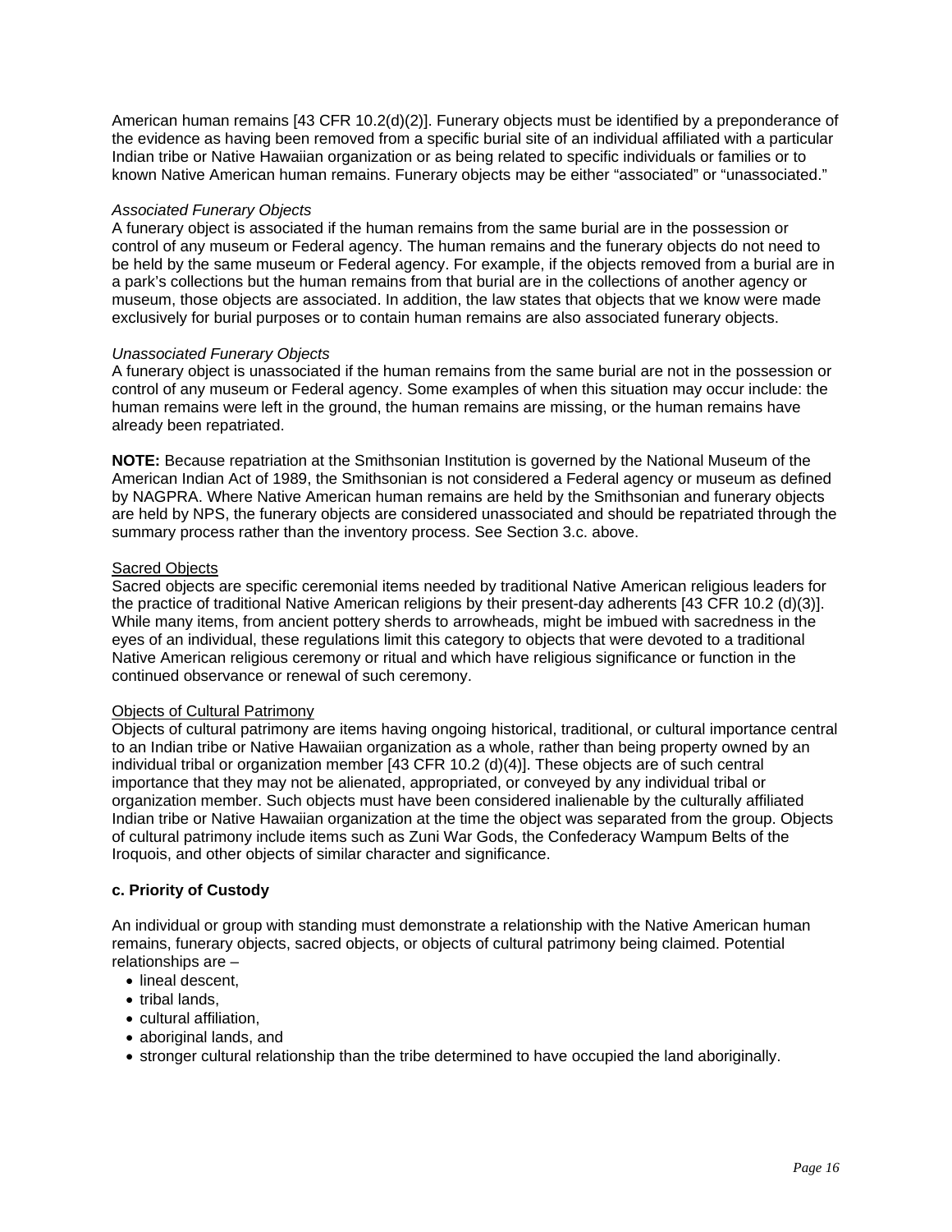American human remains [43 CFR 10.2(d)(2)]. Funerary objects must be identified by a preponderance of the evidence as having been removed from a specific burial site of an individual affiliated with a particular Indian tribe or Native Hawaiian organization or as being related to specific individuals or families or to known Native American human remains. Funerary objects may be either "associated" or "unassociated."

*Associated Funerary Objects*
A funerary object is associated if the human remains from the same burial are in the possession or control of any museum or Federal agency. The human remains and the funerary objects do not need to be held by the same museum or Federal agency. For example, if the objects removed from a burial are in a park's collections but the human remains from that burial are in the collections of another agency or museum, those objects are associated. In addition, the law states that objects that we know were made exclusively for burial purposes or to contain human remains are also associated funerary objects.

*Unassociated Funerary Objects*
A funerary object is unassociated if the human remains from the same burial are not in the possession or control of any museum or Federal agency. Some examples of when this situation may occur include: the human remains were left in the ground, the human remains are missing, or the human remains have already been repatriated.

**NOTE:** Because repatriation at the Smithsonian Institution is governed by the National Museum of the American Indian Act of 1989, the Smithsonian is not considered a Federal agency or museum as defined by NAGPRA. Where Native American human remains are held by the Smithsonian and funerary objects are held by NPS, the funerary objects are considered unassociated and should be repatriated through the summary process rather than the inventory process. See Section 3.c. above.

<u>Sacred Objects</u>
Sacred objects are specific ceremonial items needed by traditional Native American religious leaders for the practice of traditional Native American religions by their present-day adherents [43 CFR 10.2 (d)(3)]. While many items, from ancient pottery sherds to arrowheads, might be imbued with sacredness in the eyes of an individual, these regulations limit this category to objects that were devoted to a traditional Native American religious ceremony or ritual and which have religious significance or function in the continued observance or renewal of such ceremony.

<u>Objects of Cultural Patrimony</u>
Objects of cultural patrimony are items having ongoing historical, traditional, or cultural importance central to an Indian tribe or Native Hawaiian organization as a whole, rather than being property owned by an individual tribal or organization member [43 CFR 10.2 (d)(4)]. These objects are of such central importance that they may not be alienated, appropriated, or conveyed by any individual tribal or organization member. Such objects must have been considered inalienable by the culturally affiliated Indian tribe or Native Hawaiian organization at the time the object was separated from the group. Objects of cultural patrimony include items such as Zuni War Gods, the Confederacy Wampum Belts of the Iroquois, and other objects of similar character and significance.

### c. Priority of Custody

An individual or group with standing must demonstrate a relationship with the Native American human remains, funerary objects, sacred objects, or objects of cultural patrimony being claimed. Potential relationships are –

- lineal descent,
- tribal lands,
- cultural affiliation,
- aboriginal lands, and
- stronger cultural relationship than the tribe determined to have occupied the land aboriginally.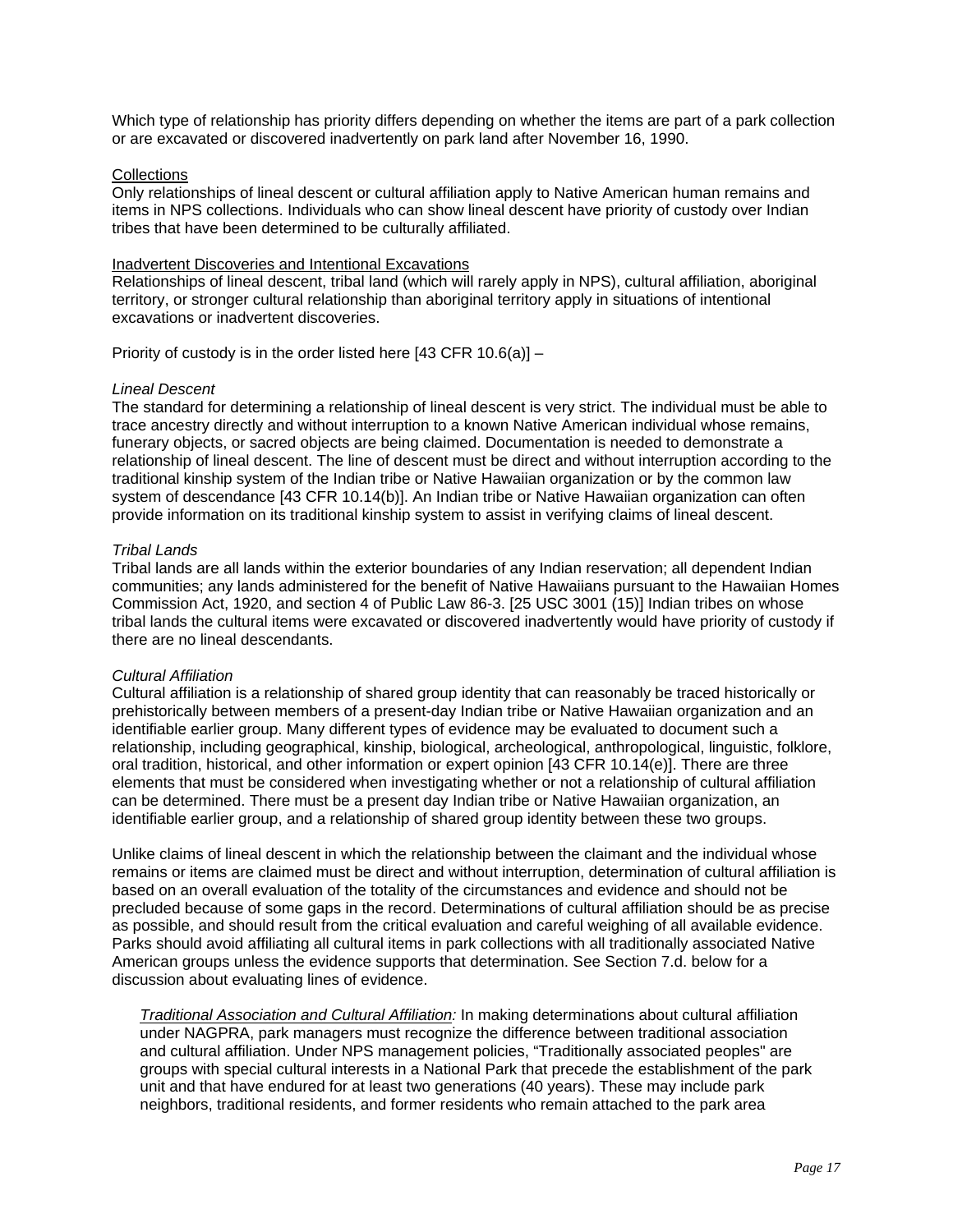Which type of relationship has priority differs depending on whether the items are part of a park collection or are excavated or discovered inadvertently on park land after November 16, 1990.

<u>Collections</u>
Only relationships of lineal descent or cultural affiliation apply to Native American human remains and items in NPS collections. Individuals who can show lineal descent have priority of custody over Indian tribes that have been determined to be culturally affiliated.

<u>Inadvertent Discoveries and Intentional Excavations</u>
Relationships of lineal descent, tribal land (which will rarely apply in NPS), cultural affiliation, aboriginal territory, or stronger cultural relationship than aboriginal territory apply in situations of intentional excavations or inadvertent discoveries.

Priority of custody is in the order listed here [43 CFR 10.6(a)] –

*Lineal Descent*
The standard for determining a relationship of lineal descent is very strict. The individual must be able to trace ancestry directly and without interruption to a known Native American individual whose remains, funerary objects, or sacred objects are being claimed. Documentation is needed to demonstrate a relationship of lineal descent. The line of descent must be direct and without interruption according to the traditional kinship system of the Indian tribe or Native Hawaiian organization or by the common law system of descendance [43 CFR 10.14(b)]. An Indian tribe or Native Hawaiian organization can often provide information on its traditional kinship system to assist in verifying claims of lineal descent.

*Tribal Lands*
Tribal lands are all lands within the exterior boundaries of any Indian reservation; all dependent Indian communities; any lands administered for the benefit of Native Hawaiians pursuant to the Hawaiian Homes Commission Act, 1920, and section 4 of Public Law 86-3. [25 USC 3001 (15)] Indian tribes on whose tribal lands the cultural items were excavated or discovered inadvertently would have priority of custody if there are no lineal descendants.

*Cultural Affiliation*
Cultural affiliation is a relationship of shared group identity that can reasonably be traced historically or prehistorically between members of a present-day Indian tribe or Native Hawaiian organization and an identifiable earlier group. Many different types of evidence may be evaluated to document such a relationship, including geographical, kinship, biological, archeological, anthropological, linguistic, folklore, oral tradition, historical, and other information or expert opinion [43 CFR 10.14(e)]. There are three elements that must be considered when investigating whether or not a relationship of cultural affiliation can be determined. There must be a present day Indian tribe or Native Hawaiian organization, an identifiable earlier group, and a relationship of shared group identity between these two groups.

Unlike claims of lineal descent in which the relationship between the claimant and the individual whose remains or items are claimed must be direct and without interruption, determination of cultural affiliation is based on an overall evaluation of the totality of the circumstances and evidence and should not be precluded because of some gaps in the record. Determinations of cultural affiliation should be as precise as possible, and should result from the critical evaluation and careful weighing of all available evidence. Parks should avoid affiliating all cultural items in park collections with all traditionally associated Native American groups unless the evidence supports that determination. See Section 7.d. below for a discussion about evaluating lines of evidence.

> *<u>Traditional Association and Cultural Affiliation</u>:* In making determinations about cultural affiliation under NAGPRA, park managers must recognize the difference between traditional association and cultural affiliation. Under NPS management policies, "Traditionally associated peoples" are groups with special cultural interests in a National Park that precede the establishment of the park unit and that have endured for at least two generations (40 years). These may include park neighbors, traditional residents, and former residents who remain attached to the park area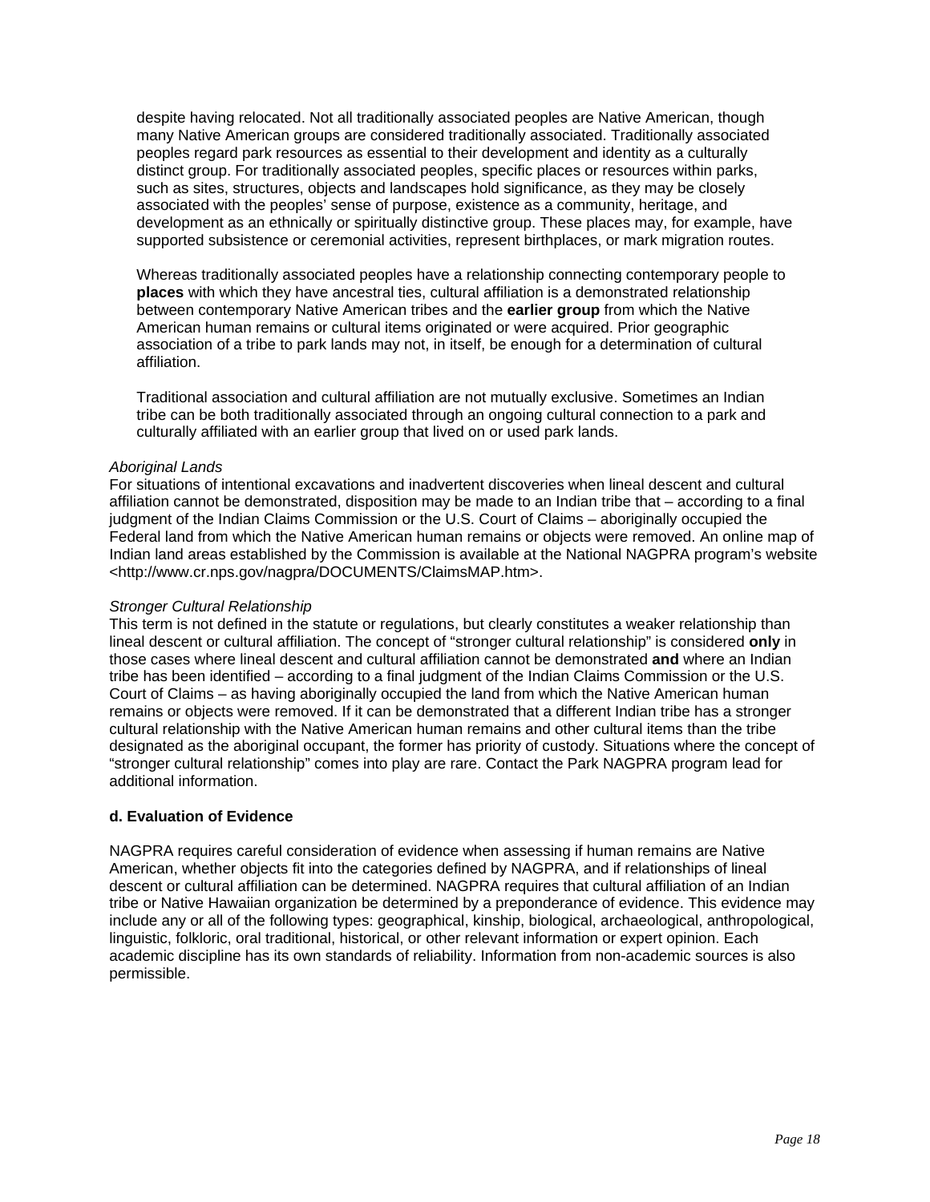despite having relocated. Not all traditionally associated peoples are Native American, though many Native American groups are considered traditionally associated. Traditionally associated peoples regard park resources as essential to their development and identity as a culturally distinct group. For traditionally associated peoples, specific places or resources within parks, such as sites, structures, objects and landscapes hold significance, as they may be closely associated with the peoples' sense of purpose, existence as a community, heritage, and development as an ethnically or spiritually distinctive group. These places may, for example, have supported subsistence or ceremonial activities, represent birthplaces, or mark migration routes.

Whereas traditionally associated peoples have a relationship connecting contemporary people to **places** with which they have ancestral ties, cultural affiliation is a demonstrated relationship between contemporary Native American tribes and the **earlier group** from which the Native American human remains or cultural items originated or were acquired. Prior geographic association of a tribe to park lands may not, in itself, be enough for a determination of cultural affiliation.

Traditional association and cultural affiliation are not mutually exclusive. Sometimes an Indian tribe can be both traditionally associated through an ongoing cultural connection to a park and culturally affiliated with an earlier group that lived on or used park lands.

*Aboriginal Lands*

For situations of intentional excavations and inadvertent discoveries when lineal descent and cultural affiliation cannot be demonstrated, disposition may be made to an Indian tribe that – according to a final judgment of the Indian Claims Commission or the U.S. Court of Claims – aboriginally occupied the Federal land from which the Native American human remains or objects were removed. An online map of Indian land areas established by the Commission is available at the National NAGPRA program's website <http://www.cr.nps.gov/nagpra/DOCUMENTS/ClaimsMAP.htm>.

*Stronger Cultural Relationship*

This term is not defined in the statute or regulations, but clearly constitutes a weaker relationship than lineal descent or cultural affiliation. The concept of "stronger cultural relationship" is considered **only** in those cases where lineal descent and cultural affiliation cannot be demonstrated **and** where an Indian tribe has been identified – according to a final judgment of the Indian Claims Commission or the U.S. Court of Claims – as having aboriginally occupied the land from which the Native American human remains or objects were removed. If it can be demonstrated that a different Indian tribe has a stronger cultural relationship with the Native American human remains and other cultural items than the tribe designated as the aboriginal occupant, the former has priority of custody. Situations where the concept of "stronger cultural relationship" comes into play are rare. Contact the Park NAGPRA program lead for additional information.

**d. Evaluation of Evidence**

NAGPRA requires careful consideration of evidence when assessing if human remains are Native American, whether objects fit into the categories defined by NAGPRA, and if relationships of lineal descent or cultural affiliation can be determined. NAGPRA requires that cultural affiliation of an Indian tribe or Native Hawaiian organization be determined by a preponderance of evidence. This evidence may include any or all of the following types: geographical, kinship, biological, archaeological, anthropological, linguistic, folkloric, oral traditional, historical, or other relevant information or expert opinion. Each academic discipline has its own standards of reliability. Information from non-academic sources is also permissible.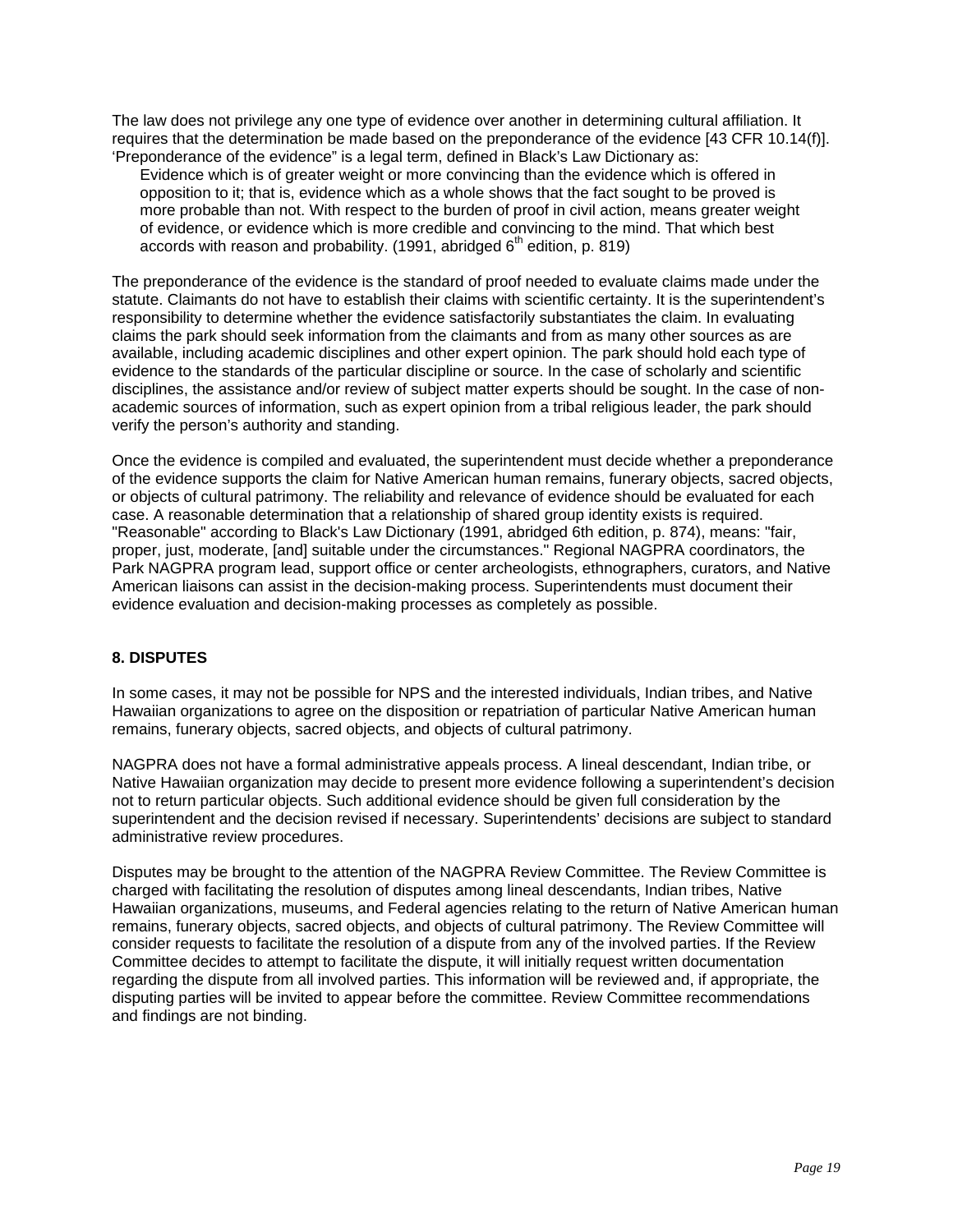The law does not privilege any one type of evidence over another in determining cultural affiliation. It requires that the determination be made based on the preponderance of the evidence [43 CFR 10.14(f)]. ‘Preponderance of the evidence” is a legal term, defined in Black’s Law Dictionary as:

> Evidence which is of greater weight or more convincing than the evidence which is offered in opposition to it; that is, evidence which as a whole shows that the fact sought to be proved is more probable than not. With respect to the burden of proof in civil action, means greater weight of evidence, or evidence which is more credible and convincing to the mind. That which best accords with reason and probability. (1991, abridged 6th edition, p. 819)

The preponderance of the evidence is the standard of proof needed to evaluate claims made under the statute. Claimants do not have to establish their claims with scientific certainty. It is the superintendent’s responsibility to determine whether the evidence satisfactorily substantiates the claim. In evaluating claims the park should seek information from the claimants and from as many other sources as are available, including academic disciplines and other expert opinion. The park should hold each type of evidence to the standards of the particular discipline or source. In the case of scholarly and scientific disciplines, the assistance and/or review of subject matter experts should be sought. In the case of non-academic sources of information, such as expert opinion from a tribal religious leader, the park should verify the person’s authority and standing.

Once the evidence is compiled and evaluated, the superintendent must decide whether a preponderance of the evidence supports the claim for Native American human remains, funerary objects, sacred objects, or objects of cultural patrimony. The reliability and relevance of evidence should be evaluated for each case. A reasonable determination that a relationship of shared group identity exists is required. "Reasonable" according to Black's Law Dictionary (1991, abridged 6th edition, p. 874), means: "fair, proper, just, moderate, [and] suitable under the circumstances." Regional NAGPRA coordinators, the Park NAGPRA program lead, support office or center archeologists, ethnographers, curators, and Native American liaisons can assist in the decision-making process. Superintendents must document their evidence evaluation and decision-making processes as completely as possible.

## 8. DISPUTES

In some cases, it may not be possible for NPS and the interested individuals, Indian tribes, and Native Hawaiian organizations to agree on the disposition or repatriation of particular Native American human remains, funerary objects, sacred objects, and objects of cultural patrimony.

NAGPRA does not have a formal administrative appeals process. A lineal descendant, Indian tribe, or Native Hawaiian organization may decide to present more evidence following a superintendent’s decision not to return particular objects. Such additional evidence should be given full consideration by the superintendent and the decision revised if necessary. Superintendents’ decisions are subject to standard administrative review procedures.

Disputes may be brought to the attention of the NAGPRA Review Committee. The Review Committee is charged with facilitating the resolution of disputes among lineal descendants, Indian tribes, Native Hawaiian organizations, museums, and Federal agencies relating to the return of Native American human remains, funerary objects, sacred objects, and objects of cultural patrimony. The Review Committee will consider requests to facilitate the resolution of a dispute from any of the involved parties. If the Review Committee decides to attempt to facilitate the dispute, it will initially request written documentation regarding the dispute from all involved parties. This information will be reviewed and, if appropriate, the disputing parties will be invited to appear before the committee. Review Committee recommendations and findings are not binding.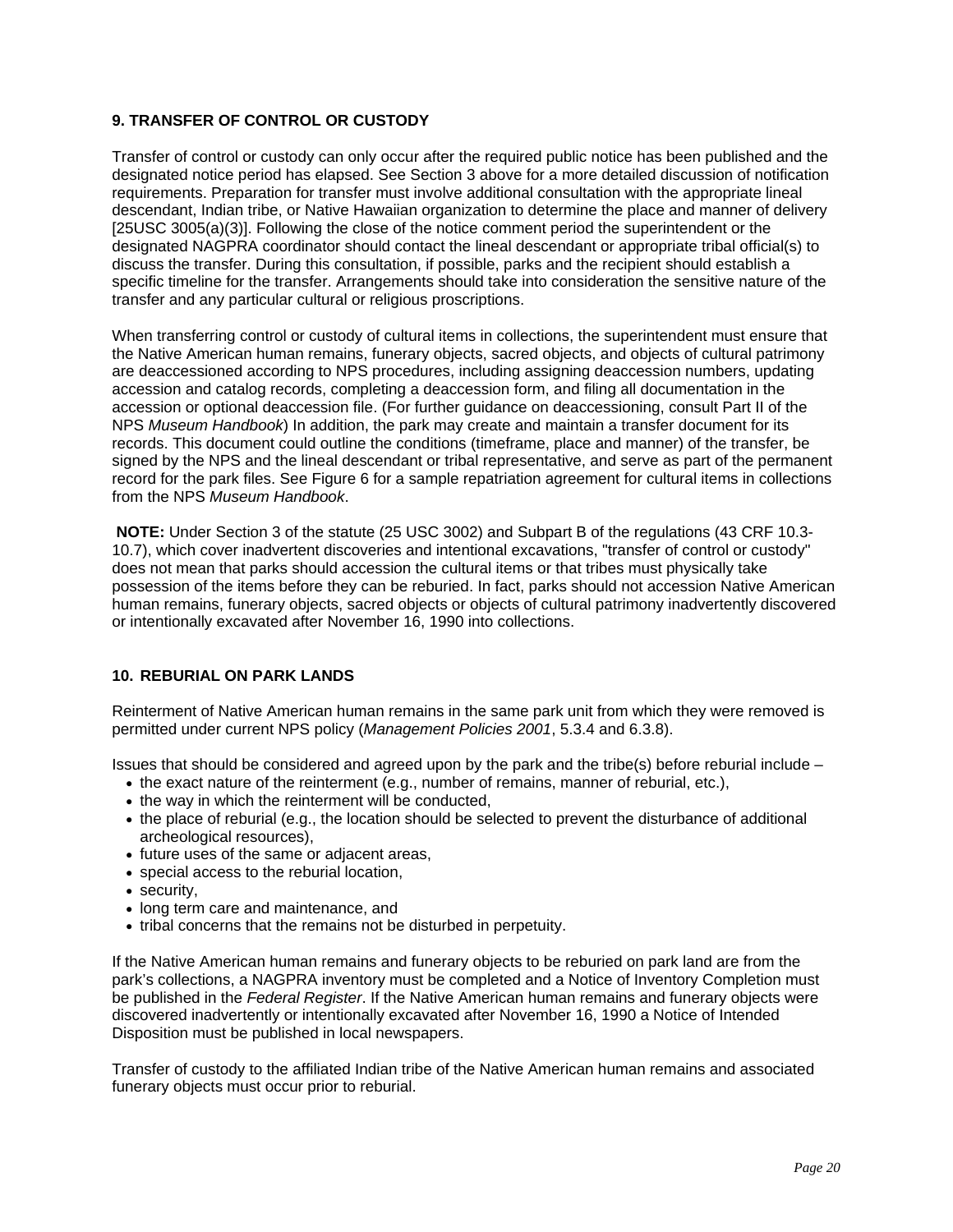## 9. TRANSFER OF CONTROL OR CUSTODY

Transfer of control or custody can only occur after the required public notice has been published and the designated notice period has elapsed. See Section 3 above for a more detailed discussion of notification requirements. Preparation for transfer must involve additional consultation with the appropriate lineal descendant, Indian tribe, or Native Hawaiian organization to determine the place and manner of delivery [25USC 3005(a)(3)]. Following the close of the notice comment period the superintendent or the designated NAGPRA coordinator should contact the lineal descendant or appropriate tribal official(s) to discuss the transfer. During this consultation, if possible, parks and the recipient should establish a specific timeline for the transfer. Arrangements should take into consideration the sensitive nature of the transfer and any particular cultural or religious proscriptions.

When transferring control or custody of cultural items in collections, the superintendent must ensure that the Native American human remains, funerary objects, sacred objects, and objects of cultural patrimony are deaccessioned according to NPS procedures, including assigning deaccession numbers, updating accession and catalog records, completing a deaccession form, and filing all documentation in the accession or optional deaccession file. (For further guidance on deaccessioning, consult Part II of the NPS *Museum Handbook*) In addition, the park may create and maintain a transfer document for its records. This document could outline the conditions (timeframe, place and manner) of the transfer, be signed by the NPS and the lineal descendant or tribal representative, and serve as part of the permanent record for the park files. See Figure 6 for a sample repatriation agreement for cultural items in collections from the NPS *Museum Handbook*.

**NOTE:** Under Section 3 of the statute (25 USC 3002) and Subpart B of the regulations (43 CRF 10.3-10.7), which cover inadvertent discoveries and intentional excavations, "transfer of control or custody" does not mean that parks should accession the cultural items or that tribes must physically take possession of the items before they can be reburied. In fact, parks should not accession Native American human remains, funerary objects, sacred objects or objects of cultural patrimony inadvertently discovered or intentionally excavated after November 16, 1990 into collections.

## 10. REBURIAL ON PARK LANDS

Reinterment of Native American human remains in the same park unit from which they were removed is permitted under current NPS policy (*Management Policies 2001*, 5.3.4 and 6.3.8).

Issues that should be considered and agreed upon by the park and the tribe(s) before reburial include –

- the exact nature of the reinterment (e.g., number of remains, manner of reburial, etc.),
- the way in which the reinterment will be conducted,
- the place of reburial (e.g., the location should be selected to prevent the disturbance of additional archeological resources),
- future uses of the same or adjacent areas,
- special access to the reburial location,
- security,
- long term care and maintenance, and
- tribal concerns that the remains not be disturbed in perpetuity.

If the Native American human remains and funerary objects to be reburied on park land are from the park's collections, a NAGPRA inventory must be completed and a Notice of Inventory Completion must be published in the *Federal Register*. If the Native American human remains and funerary objects were discovered inadvertently or intentionally excavated after November 16, 1990 a Notice of Intended Disposition must be published in local newspapers.

Transfer of custody to the affiliated Indian tribe of the Native American human remains and associated funerary objects must occur prior to reburial.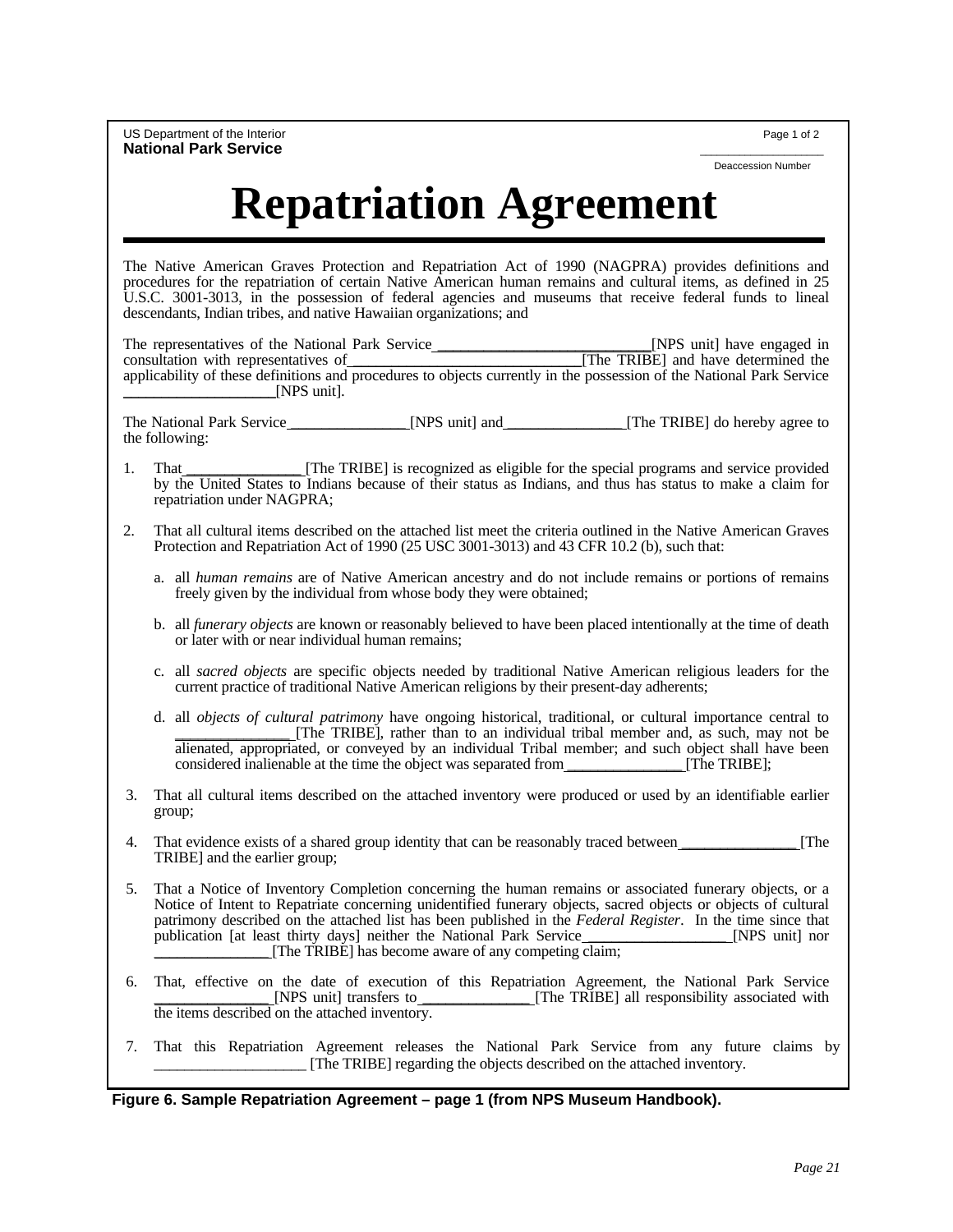US Department of the Interior
**National Park Service**

Page 1 of 2

\_\_\_\_\_\_\_\_\_\_\_\_\_\_\_\_\_\_\_
Deaccession Number

# Repatriation Agreement

The Native American Graves Protection and Repatriation Act of 1990 (NAGPRA) provides definitions and procedures for the repatriation of certain Native American human remains and cultural items, as defined in 25 U.S.C. 3001-3013, in the possession of federal agencies and museums that receive federal funds to lineal descendants, Indian tribes, and native Hawaiian organizations; and

The representatives of the National Park Service \_\_\_\_\_\_\_\_\_\_\_\_\_\_\_\_\_\_\_\_\_\_\_\_\_\_\_\_ [NPS unit] have engaged in consultation with representatives of \_\_\_\_\_\_\_\_\_\_\_\_\_\_\_\_\_\_\_\_\_\_\_\_\_\_\_\_\_\_ [The TRIBE] and have determined the applicability of these definitions and procedures to objects currently in the possession of the National Park Service \_\_\_\_\_\_\_\_\_\_\_\_\_\_\_\_\_\_\_\_ [NPS unit].

The National Park Service \_\_\_\_\_\_\_\_\_\_\_\_\_\_\_\_ [NPS unit] and \_\_\_\_\_\_\_\_\_\_\_\_\_\_\_\_ [The TRIBE] do hereby agree to the following:

1. That \_\_\_\_\_\_\_\_\_\_\_\_\_\_\_ [The TRIBE] is recognized as eligible for the special programs and service provided by the United States to Indians because of their status as Indians, and thus has status to make a claim for repatriation under NAGPRA;

2. That all cultural items described on the attached list meet the criteria outlined in the Native American Graves Protection and Repatriation Act of 1990 (25 USC 3001-3013) and 43 CFR 10.2 (b), such that:

   a. all *human remains* are of Native American ancestry and do not include remains or portions of remains freely given by the individual from whose body they were obtained;

   b. all *funerary objects* are known or reasonably believed to have been placed intentionally at the time of death or later with or near individual human remains;

   c. all *sacred objects* are specific objects needed by traditional Native American religious leaders for the current practice of traditional Native American religions by their present-day adherents;

   d. all *objects of cultural patrimony* have ongoing historical, traditional, or cultural importance central to \_\_\_\_\_\_\_\_\_\_\_\_\_\_\_ [The TRIBE], rather than to an individual tribal member and, as such, may not be alienated, appropriated, or conveyed by an individual Tribal member; and such object shall have been considered inalienable at the time the object was separated from \_\_\_\_\_\_\_\_\_\_\_\_\_\_\_ [The TRIBE];

3. That all cultural items described on the attached inventory were produced or used by an identifiable earlier group;

4. That evidence exists of a shared group identity that can be reasonably traced between \_\_\_\_\_\_\_\_\_\_\_\_\_\_\_ [The TRIBE] and the earlier group;

5. That a Notice of Inventory Completion concerning the human remains or associated funerary objects, or a Notice of Intent to Repatriate concerning unidentified funerary objects, sacred objects or objects of cultural patrimony described on the attached list has been published in the *Federal Register*. In the time since that publication [at least thirty days] neither the National Park Service \_\_\_\_\_\_\_\_\_\_\_\_\_\_\_\_\_\_\_ [NPS unit] nor \_\_\_\_\_\_\_\_\_\_\_\_\_\_\_ [The TRIBE] has become aware of any competing claim;

6. That, effective on the date of execution of this Repatriation Agreement, the National Park Service \_\_\_\_\_\_\_\_\_\_\_\_\_\_\_ [NPS unit] transfers to \_\_\_\_\_\_\_\_\_\_\_\_\_\_\_ [The TRIBE] all responsibility associated with the items described on the attached inventory.

7. That this Repatriation Agreement releases the National Park Service from any future claims by \_\_\_\_\_\_\_\_\_\_\_\_\_\_\_\_\_\_\_\_ [The TRIBE] regarding the objects described on the attached inventory.

**Figure 6. Sample Repatriation Agreement – page 1 (from NPS Museum Handbook).**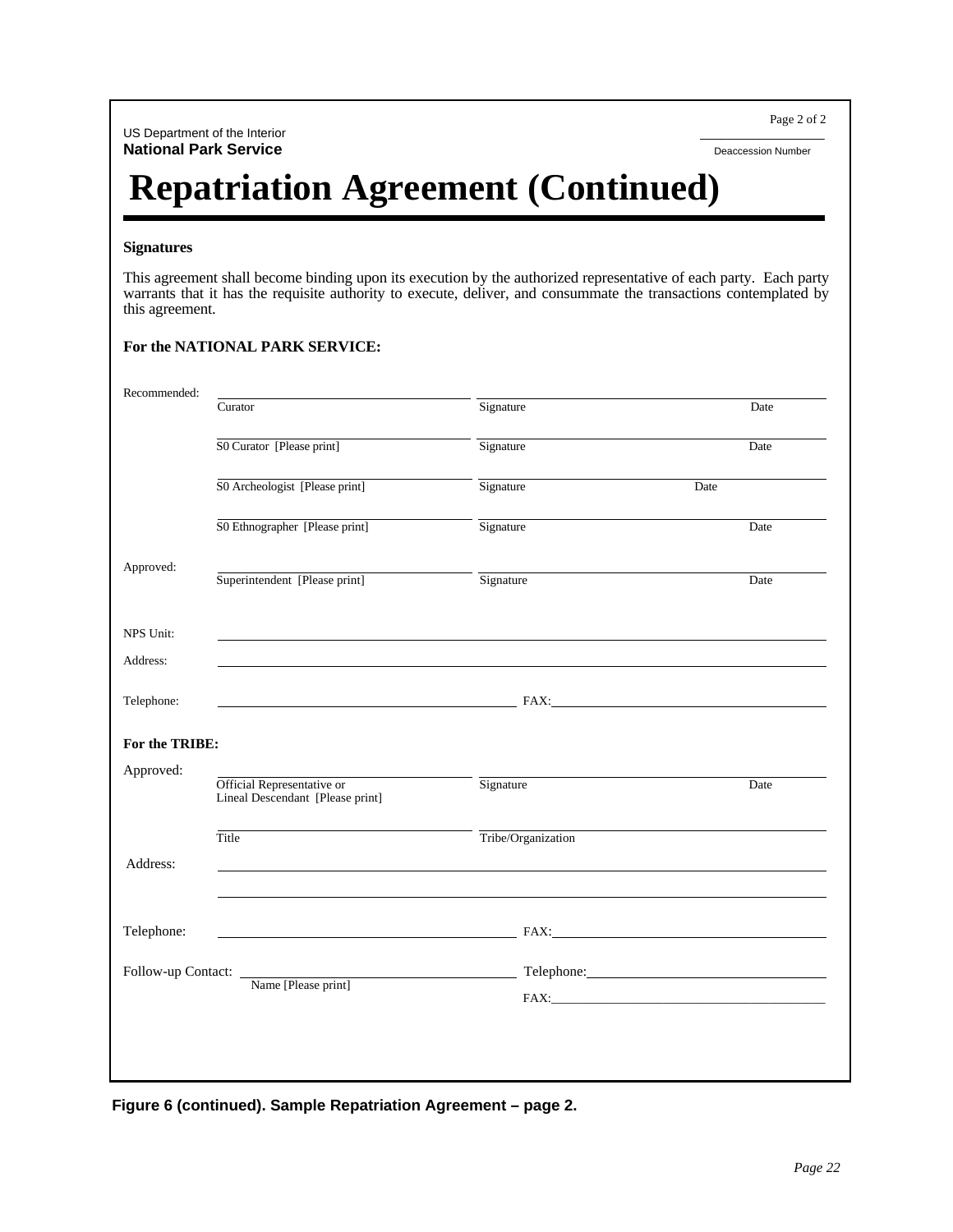US Department of the Interior
**National Park Service**

Page 2 of 2

Deaccession Number

# Repatriation Agreement (Continued)

**Signatures**

This agreement shall become binding upon its execution by the authorized representative of each party. Each party warrants that it has the requisite authority to execute, deliver, and consummate the transactions contemplated by this agreement.

**For the NATIONAL PARK SERVICE:**

| | | | |
|---|---|---|---|
| Recommended: | Curator | Signature | Date |
| | S0 Curator [Please print] | Signature | Date |
| | S0 Archeologist [Please print] | Signature | Date |
| | S0 Ethnographer [Please print] | Signature | Date |
| Approved: | Superintendent [Please print] | Signature | Date |

NPS Unit: \_\_\_\_\_\_\_\_\_\_\_\_\_\_\_\_\_\_\_\_

Address: \_\_\_\_\_\_\_\_\_\_\_\_\_\_\_\_\_\_\_\_

Telephone: \_\_\_\_\_\_\_\_\_\_\_\_\_\_\_\_\_\_\_\_ FAX: \_\_\_\_\_\_\_\_\_\_\_\_\_\_\_\_\_\_\_\_

**For the TRIBE:**

| | | | |
|---|---|---|---|
| Approved: | Official Representative or Lineal Descendant [Please print] | Signature | Date |
| | Title | Tribe/Organization | |

Address: \_\_\_\_\_\_\_\_\_\_\_\_\_\_\_\_\_\_\_\_

\_\_\_\_\_\_\_\_\_\_\_\_\_\_\_\_\_\_\_\_

Telephone: \_\_\_\_\_\_\_\_\_\_\_\_\_\_\_\_\_\_\_\_ FAX: \_\_\_\_\_\_\_\_\_\_\_\_\_\_\_\_\_\_\_\_

Follow-up Contact: \_\_\_\_\_\_\_\_\_\_\_\_\_\_\_\_\_\_\_\_ Telephone: \_\_\_\_\_\_\_\_\_\_\_\_\_\_\_\_\_\_\_\_
Name [Please print]

FAX: \_\_\_\_\_\_\_\_\_\_\_\_\_\_\_\_\_\_\_\_

**Figure 6 (continued). Sample Repatriation Agreement – page 2.**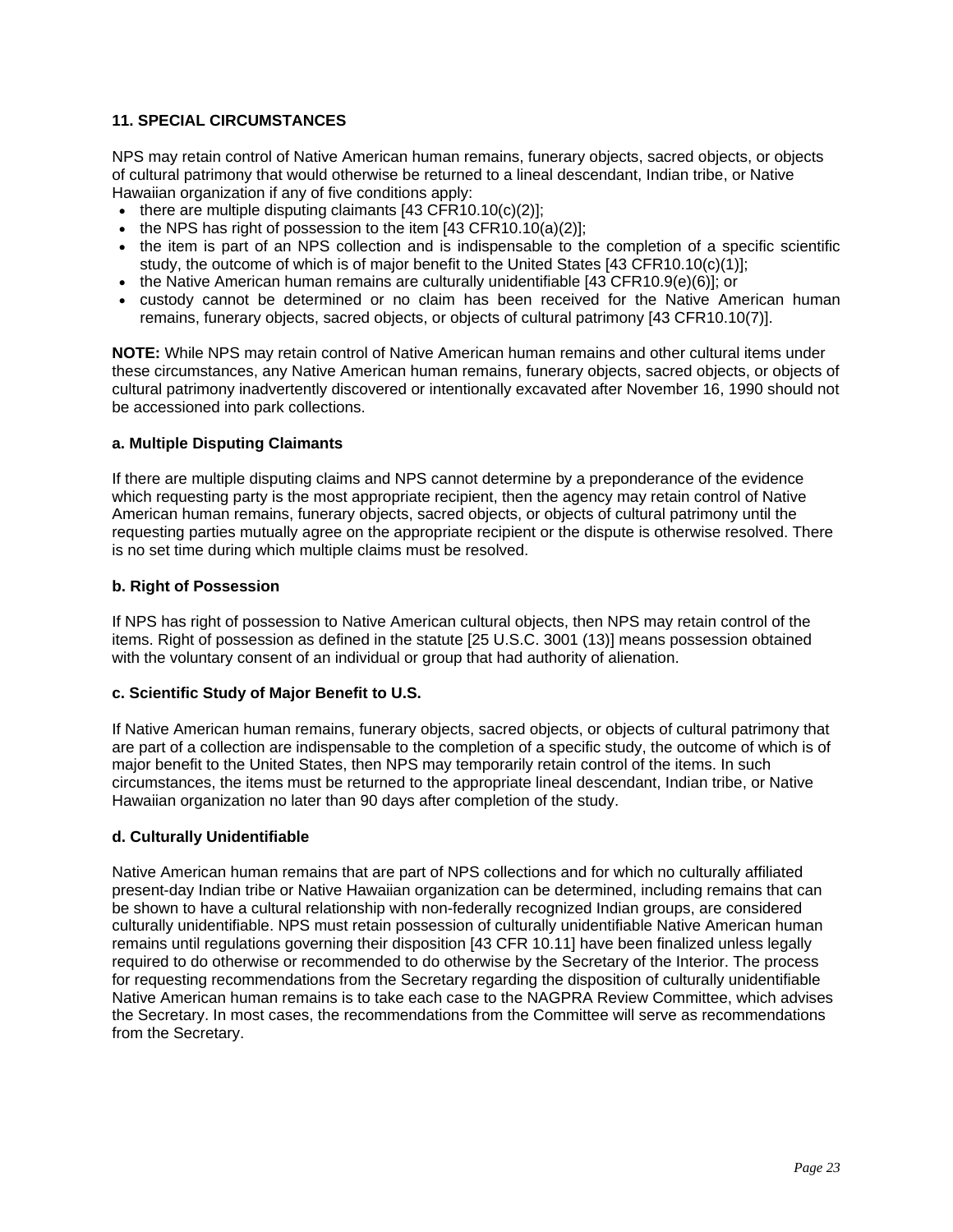### 11. SPECIAL CIRCUMSTANCES

NPS may retain control of Native American human remains, funerary objects, sacred objects, or objects of cultural patrimony that would otherwise be returned to a lineal descendant, Indian tribe, or Native Hawaiian organization if any of five conditions apply:

- there are multiple disputing claimants [43 CFR10.10(c)(2)];
- the NPS has right of possession to the item [43 CFR10.10(a)(2)];
- the item is part of an NPS collection and is indispensable to the completion of a specific scientific study, the outcome of which is of major benefit to the United States [43 CFR10.10(c)(1)];
- the Native American human remains are culturally unidentifiable [43 CFR10.9(e)(6)]; or
- custody cannot be determined or no claim has been received for the Native American human remains, funerary objects, sacred objects, or objects of cultural patrimony [43 CFR10.10(7)].

**NOTE:** While NPS may retain control of Native American human remains and other cultural items under these circumstances, any Native American human remains, funerary objects, sacred objects, or objects of cultural patrimony inadvertently discovered or intentionally excavated after November 16, 1990 should not be accessioned into park collections.

#### a. Multiple Disputing Claimants

If there are multiple disputing claims and NPS cannot determine by a preponderance of the evidence which requesting party is the most appropriate recipient, then the agency may retain control of Native American human remains, funerary objects, sacred objects, or objects of cultural patrimony until the requesting parties mutually agree on the appropriate recipient or the dispute is otherwise resolved. There is no set time during which multiple claims must be resolved.

#### b. Right of Possession

If NPS has right of possession to Native American cultural objects, then NPS may retain control of the items. Right of possession as defined in the statute [25 U.S.C. 3001 (13)] means possession obtained with the voluntary consent of an individual or group that had authority of alienation.

#### c. Scientific Study of Major Benefit to U.S.

If Native American human remains, funerary objects, sacred objects, or objects of cultural patrimony that are part of a collection are indispensable to the completion of a specific study, the outcome of which is of major benefit to the United States, then NPS may temporarily retain control of the items. In such circumstances, the items must be returned to the appropriate lineal descendant, Indian tribe, or Native Hawaiian organization no later than 90 days after completion of the study.

#### d. Culturally Unidentifiable

Native American human remains that are part of NPS collections and for which no culturally affiliated present-day Indian tribe or Native Hawaiian organization can be determined, including remains that can be shown to have a cultural relationship with non-federally recognized Indian groups, are considered culturally unidentifiable. NPS must retain possession of culturally unidentifiable Native American human remains until regulations governing their disposition [43 CFR 10.11] have been finalized unless legally required to do otherwise or recommended to do otherwise by the Secretary of the Interior. The process for requesting recommendations from the Secretary regarding the disposition of culturally unidentifiable Native American human remains is to take each case to the NAGPRA Review Committee, which advises the Secretary. In most cases, the recommendations from the Committee will serve as recommendations from the Secretary.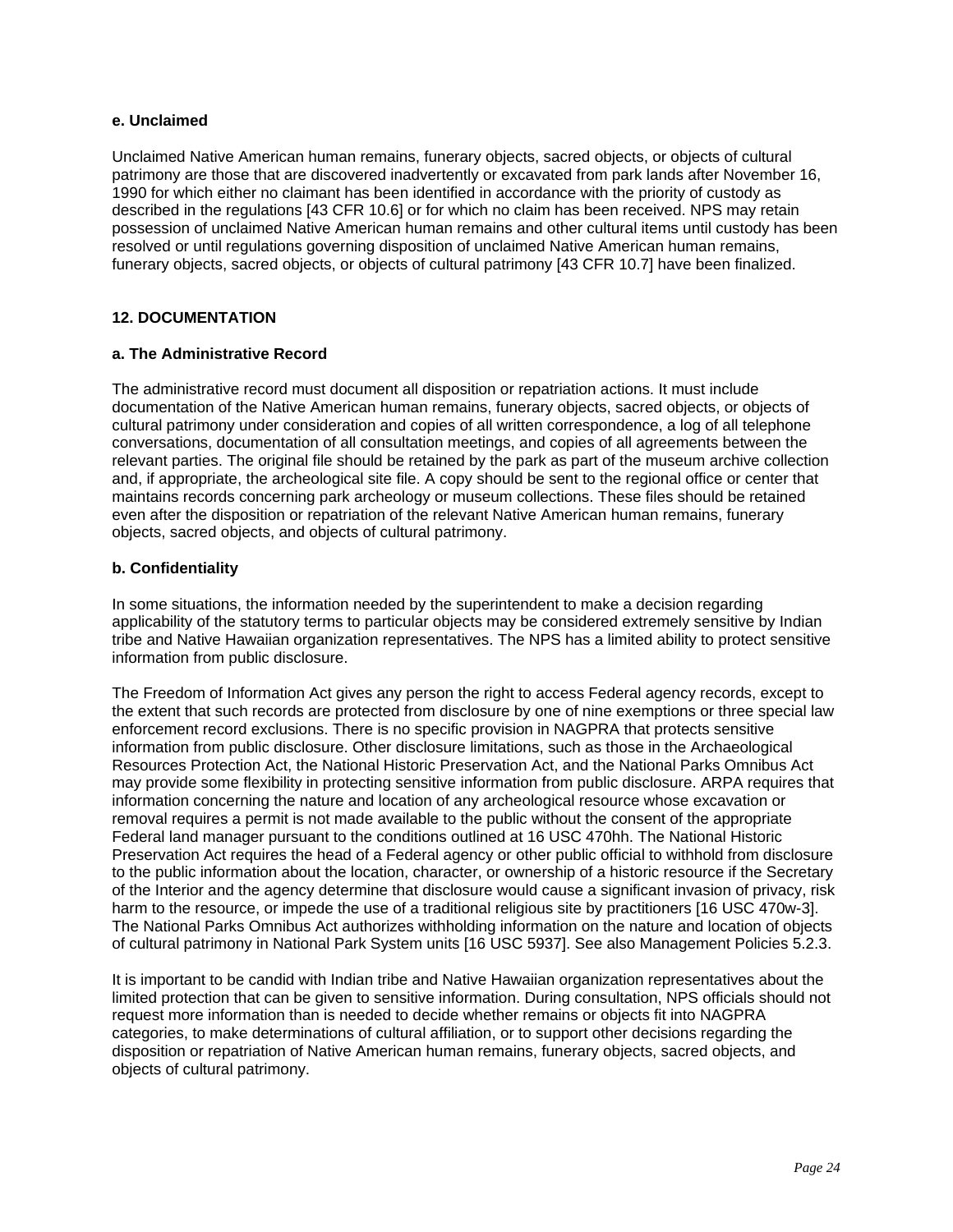**e. Unclaimed**

Unclaimed Native American human remains, funerary objects, sacred objects, or objects of cultural patrimony are those that are discovered inadvertently or excavated from park lands after November 16, 1990 for which either no claimant has been identified in accordance with the priority of custody as described in the regulations [43 CFR 10.6] or for which no claim has been received. NPS may retain possession of unclaimed Native American human remains and other cultural items until custody has been resolved or until regulations governing disposition of unclaimed Native American human remains, funerary objects, sacred objects, or objects of cultural patrimony [43 CFR 10.7] have been finalized.

## 12. DOCUMENTATION

**a. The Administrative Record**

The administrative record must document all disposition or repatriation actions. It must include documentation of the Native American human remains, funerary objects, sacred objects, or objects of cultural patrimony under consideration and copies of all written correspondence, a log of all telephone conversations, documentation of all consultation meetings, and copies of all agreements between the relevant parties. The original file should be retained by the park as part of the museum archive collection and, if appropriate, the archeological site file. A copy should be sent to the regional office or center that maintains records concerning park archeology or museum collections. These files should be retained even after the disposition or repatriation of the relevant Native American human remains, funerary objects, sacred objects, and objects of cultural patrimony.

**b. Confidentiality**

In some situations, the information needed by the superintendent to make a decision regarding applicability of the statutory terms to particular objects may be considered extremely sensitive by Indian tribe and Native Hawaiian organization representatives. The NPS has a limited ability to protect sensitive information from public disclosure.

The Freedom of Information Act gives any person the right to access Federal agency records, except to the extent that such records are protected from disclosure by one of nine exemptions or three special law enforcement record exclusions. There is no specific provision in NAGPRA that protects sensitive information from public disclosure. Other disclosure limitations, such as those in the Archaeological Resources Protection Act, the National Historic Preservation Act, and the National Parks Omnibus Act may provide some flexibility in protecting sensitive information from public disclosure. ARPA requires that information concerning the nature and location of any archeological resource whose excavation or removal requires a permit is not made available to the public without the consent of the appropriate Federal land manager pursuant to the conditions outlined at 16 USC 470hh. The National Historic Preservation Act requires the head of a Federal agency or other public official to withhold from disclosure to the public information about the location, character, or ownership of a historic resource if the Secretary of the Interior and the agency determine that disclosure would cause a significant invasion of privacy, risk harm to the resource, or impede the use of a traditional religious site by practitioners [16 USC 470w-3]. The National Parks Omnibus Act authorizes withholding information on the nature and location of objects of cultural patrimony in National Park System units [16 USC 5937]. See also Management Policies 5.2.3.

It is important to be candid with Indian tribe and Native Hawaiian organization representatives about the limited protection that can be given to sensitive information. During consultation, NPS officials should not request more information than is needed to decide whether remains or objects fit into NAGPRA categories, to make determinations of cultural affiliation, or to support other decisions regarding the disposition or repatriation of Native American human remains, funerary objects, sacred objects, and objects of cultural patrimony.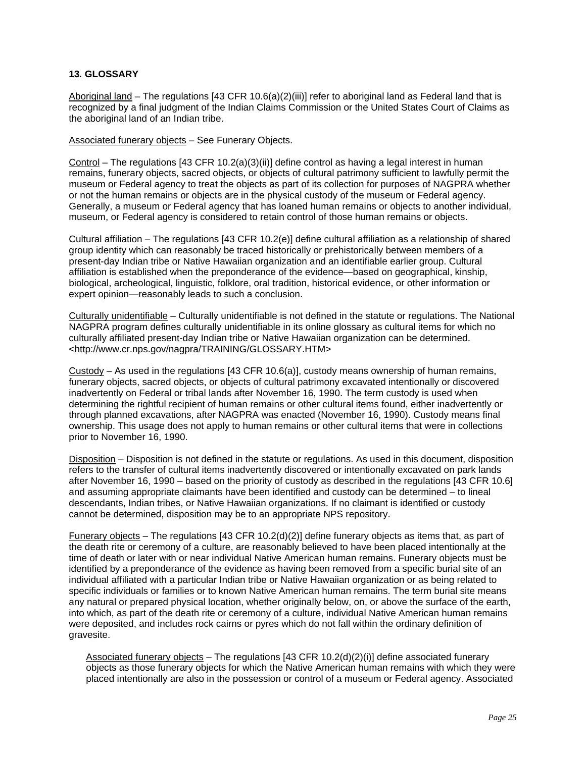## 13. GLOSSARY

Aboriginal land – The regulations [43 CFR 10.6(a)(2)(iii)] refer to aboriginal land as Federal land that is recognized by a final judgment of the Indian Claims Commission or the United States Court of Claims as the aboriginal land of an Indian tribe.

Associated funerary objects – See Funerary Objects.

Control – The regulations [43 CFR 10.2(a)(3)(ii)] define control as having a legal interest in human remains, funerary objects, sacred objects, or objects of cultural patrimony sufficient to lawfully permit the museum or Federal agency to treat the objects as part of its collection for purposes of NAGPRA whether or not the human remains or objects are in the physical custody of the museum or Federal agency. Generally, a museum or Federal agency that has loaned human remains or objects to another individual, museum, or Federal agency is considered to retain control of those human remains or objects.

Cultural affiliation – The regulations [43 CFR 10.2(e)] define cultural affiliation as a relationship of shared group identity which can reasonably be traced historically or prehistorically between members of a present-day Indian tribe or Native Hawaiian organization and an identifiable earlier group. Cultural affiliation is established when the preponderance of the evidence—based on geographical, kinship, biological, archeological, linguistic, folklore, oral tradition, historical evidence, or other information or expert opinion—reasonably leads to such a conclusion.

Culturally unidentifiable – Culturally unidentifiable is not defined in the statute or regulations. The National NAGPRA program defines culturally unidentifiable in its online glossary as cultural items for which no culturally affiliated present-day Indian tribe or Native Hawaiian organization can be determined. <http://www.cr.nps.gov/nagpra/TRAINING/GLOSSARY.HTM>

Custody – As used in the regulations [43 CFR 10.6(a)], custody means ownership of human remains, funerary objects, sacred objects, or objects of cultural patrimony excavated intentionally or discovered inadvertently on Federal or tribal lands after November 16, 1990. The term custody is used when determining the rightful recipient of human remains or other cultural items found, either inadvertently or through planned excavations, after NAGPRA was enacted (November 16, 1990). Custody means final ownership. This usage does not apply to human remains or other cultural items that were in collections prior to November 16, 1990.

Disposition – Disposition is not defined in the statute or regulations. As used in this document, disposition refers to the transfer of cultural items inadvertently discovered or intentionally excavated on park lands after November 16, 1990 – based on the priority of custody as described in the regulations [43 CFR 10.6] and assuming appropriate claimants have been identified and custody can be determined – to lineal descendants, Indian tribes, or Native Hawaiian organizations. If no claimant is identified or custody cannot be determined, disposition may be to an appropriate NPS repository.

Funerary objects – The regulations [43 CFR 10.2(d)(2)] define funerary objects as items that, as part of the death rite or ceremony of a culture, are reasonably believed to have been placed intentionally at the time of death or later with or near individual Native American human remains. Funerary objects must be identified by a preponderance of the evidence as having been removed from a specific burial site of an individual affiliated with a particular Indian tribe or Native Hawaiian organization or as being related to specific individuals or families or to known Native American human remains. The term burial site means any natural or prepared physical location, whether originally below, on, or above the surface of the earth, into which, as part of the death rite or ceremony of a culture, individual Native American human remains were deposited, and includes rock cairns or pyres which do not fall within the ordinary definition of gravesite.

Associated funerary objects – The regulations [43 CFR 10.2(d)(2)(i)] define associated funerary objects as those funerary objects for which the Native American human remains with which they were placed intentionally are also in the possession or control of a museum or Federal agency. Associated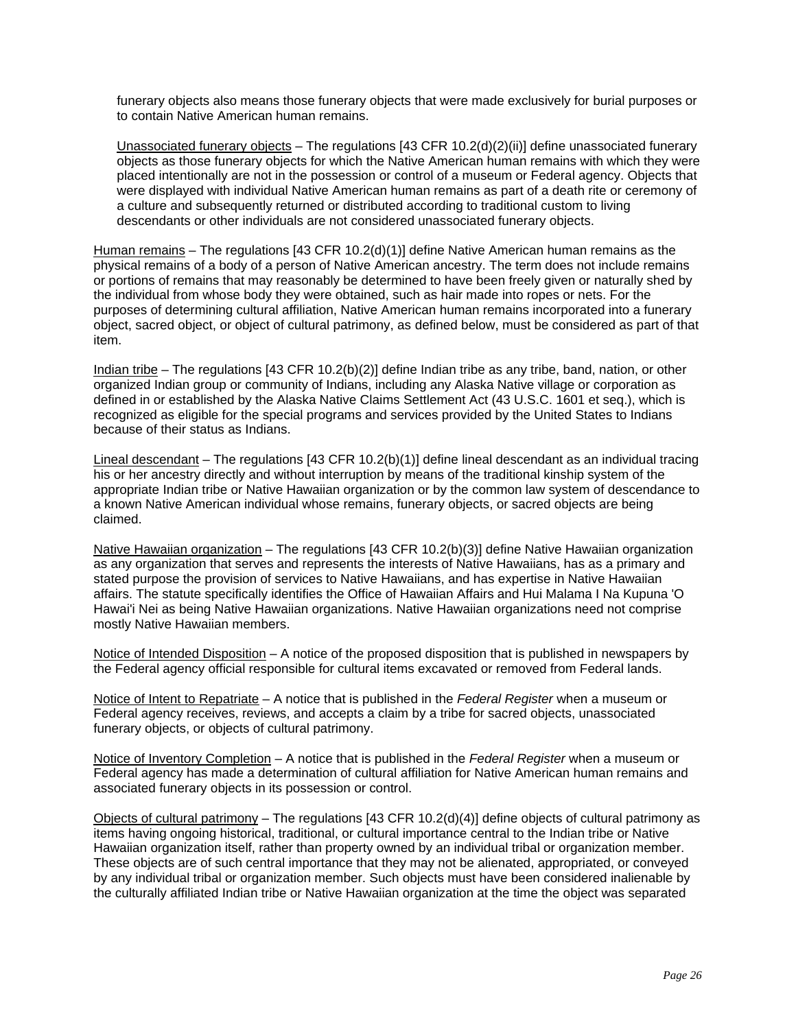funerary objects also means those funerary objects that were made exclusively for burial purposes or to contain Native American human remains.

Unassociated funerary objects – The regulations [43 CFR 10.2(d)(2)(ii)] define unassociated funerary objects as those funerary objects for which the Native American human remains with which they were placed intentionally are not in the possession or control of a museum or Federal agency. Objects that were displayed with individual Native American human remains as part of a death rite or ceremony of a culture and subsequently returned or distributed according to traditional custom to living descendants or other individuals are not considered unassociated funerary objects.

Human remains – The regulations [43 CFR 10.2(d)(1)] define Native American human remains as the physical remains of a body of a person of Native American ancestry. The term does not include remains or portions of remains that may reasonably be determined to have been freely given or naturally shed by the individual from whose body they were obtained, such as hair made into ropes or nets. For the purposes of determining cultural affiliation, Native American human remains incorporated into a funerary object, sacred object, or object of cultural patrimony, as defined below, must be considered as part of that item.

Indian tribe – The regulations [43 CFR 10.2(b)(2)] define Indian tribe as any tribe, band, nation, or other organized Indian group or community of Indians, including any Alaska Native village or corporation as defined in or established by the Alaska Native Claims Settlement Act (43 U.S.C. 1601 et seq.), which is recognized as eligible for the special programs and services provided by the United States to Indians because of their status as Indians.

Lineal descendant – The regulations [43 CFR 10.2(b)(1)] define lineal descendant as an individual tracing his or her ancestry directly and without interruption by means of the traditional kinship system of the appropriate Indian tribe or Native Hawaiian organization or by the common law system of descendance to a known Native American individual whose remains, funerary objects, or sacred objects are being claimed.

Native Hawaiian organization – The regulations [43 CFR 10.2(b)(3)] define Native Hawaiian organization as any organization that serves and represents the interests of Native Hawaiians, has as a primary and stated purpose the provision of services to Native Hawaiians, and has expertise in Native Hawaiian affairs. The statute specifically identifies the Office of Hawaiian Affairs and Hui Malama I Na Kupuna 'O Hawai'i Nei as being Native Hawaiian organizations. Native Hawaiian organizations need not comprise mostly Native Hawaiian members.

Notice of Intended Disposition – A notice of the proposed disposition that is published in newspapers by the Federal agency official responsible for cultural items excavated or removed from Federal lands.

Notice of Intent to Repatriate – A notice that is published in the *Federal Register* when a museum or Federal agency receives, reviews, and accepts a claim by a tribe for sacred objects, unassociated funerary objects, or objects of cultural patrimony.

Notice of Inventory Completion – A notice that is published in the *Federal Register* when a museum or Federal agency has made a determination of cultural affiliation for Native American human remains and associated funerary objects in its possession or control.

Objects of cultural patrimony – The regulations [43 CFR 10.2(d)(4)] define objects of cultural patrimony as items having ongoing historical, traditional, or cultural importance central to the Indian tribe or Native Hawaiian organization itself, rather than property owned by an individual tribal or organization member. These objects are of such central importance that they may not be alienated, appropriated, or conveyed by any individual tribal or organization member. Such objects must have been considered inalienable by the culturally affiliated Indian tribe or Native Hawaiian organization at the time the object was separated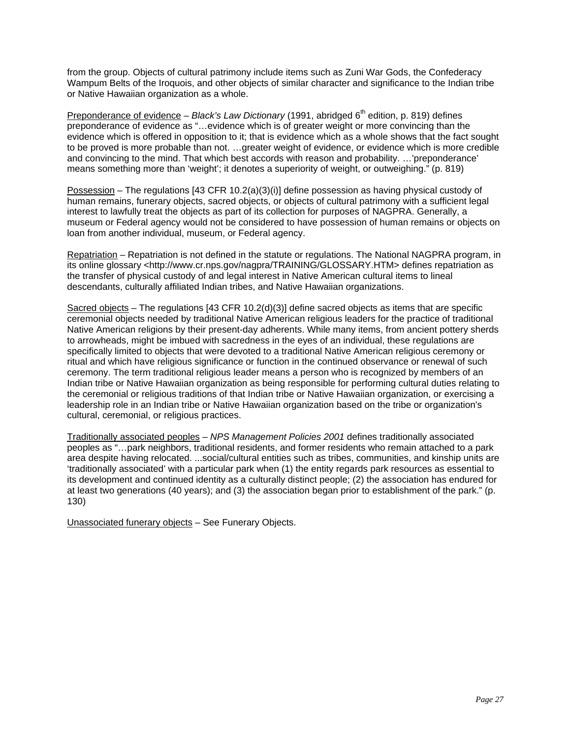from the group. Objects of cultural patrimony include items such as Zuni War Gods, the Confederacy Wampum Belts of the Iroquois, and other objects of similar character and significance to the Indian tribe or Native Hawaiian organization as a whole.

Preponderance of evidence – *Black's Law Dictionary* (1991, abridged 6th edition, p. 819) defines preponderance of evidence as "…evidence which is of greater weight or more convincing than the evidence which is offered in opposition to it; that is evidence which as a whole shows that the fact sought to be proved is more probable than not. …greater weight of evidence, or evidence which is more credible and convincing to the mind. That which best accords with reason and probability. …'preponderance' means something more than 'weight'; it denotes a superiority of weight, or outweighing." (p. 819)

Possession – The regulations [43 CFR 10.2(a)(3)(i)] define possession as having physical custody of human remains, funerary objects, sacred objects, or objects of cultural patrimony with a sufficient legal interest to lawfully treat the objects as part of its collection for purposes of NAGPRA. Generally, a museum or Federal agency would not be considered to have possession of human remains or objects on loan from another individual, museum, or Federal agency.

Repatriation – Repatriation is not defined in the statute or regulations. The National NAGPRA program, in its online glossary <http://www.cr.nps.gov/nagpra/TRAINING/GLOSSARY.HTM> defines repatriation as the transfer of physical custody of and legal interest in Native American cultural items to lineal descendants, culturally affiliated Indian tribes, and Native Hawaiian organizations.

Sacred objects – The regulations [43 CFR 10.2(d)(3)] define sacred objects as items that are specific ceremonial objects needed by traditional Native American religious leaders for the practice of traditional Native American religions by their present-day adherents. While many items, from ancient pottery sherds to arrowheads, might be imbued with sacredness in the eyes of an individual, these regulations are specifically limited to objects that were devoted to a traditional Native American religious ceremony or ritual and which have religious significance or function in the continued observance or renewal of such ceremony. The term traditional religious leader means a person who is recognized by members of an Indian tribe or Native Hawaiian organization as being responsible for performing cultural duties relating to the ceremonial or religious traditions of that Indian tribe or Native Hawaiian organization, or exercising a leadership role in an Indian tribe or Native Hawaiian organization based on the tribe or organization's cultural, ceremonial, or religious practices.

Traditionally associated peoples – *NPS Management Policies 2001* defines traditionally associated peoples as "…park neighbors, traditional residents, and former residents who remain attached to a park area despite having relocated. ...social/cultural entities such as tribes, communities, and kinship units are 'traditionally associated' with a particular park when (1) the entity regards park resources as essential to its development and continued identity as a culturally distinct people; (2) the association has endured for at least two generations (40 years); and (3) the association began prior to establishment of the park." (p. 130)

Unassociated funerary objects – See Funerary Objects.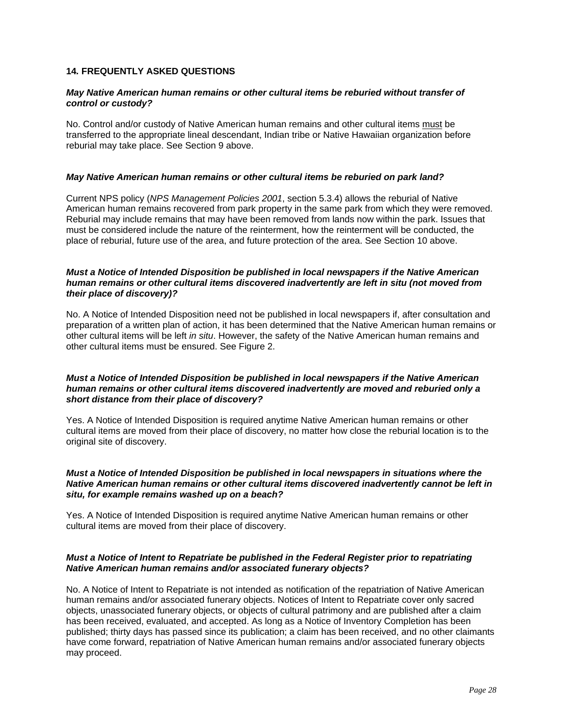## 14. FREQUENTLY ASKED QUESTIONS

***May Native American human remains or other cultural items be reburied without transfer of control or custody?***

No. Control and/or custody of Native American human remains and other cultural items must be transferred to the appropriate lineal descendant, Indian tribe or Native Hawaiian organization before reburial may take place. See Section 9 above.

***May Native American human remains or other cultural items be reburied on park land?***

Current NPS policy (*NPS Management Policies 2001*, section 5.3.4) allows the reburial of Native American human remains recovered from park property in the same park from which they were removed. Reburial may include remains that may have been removed from lands now within the park. Issues that must be considered include the nature of the reinterment, how the reinterment will be conducted, the place of reburial, future use of the area, and future protection of the area. See Section 10 above.

***Must a Notice of Intended Disposition be published in local newspapers if the Native American human remains or other cultural items discovered inadvertently are left in situ (not moved from their place of discovery)?***

No. A Notice of Intended Disposition need not be published in local newspapers if, after consultation and preparation of a written plan of action, it has been determined that the Native American human remains or other cultural items will be left *in situ*. However, the safety of the Native American human remains and other cultural items must be ensured. See Figure 2.

***Must a Notice of Intended Disposition be published in local newspapers if the Native American human remains or other cultural items discovered inadvertently are moved and reburied only a short distance from their place of discovery?***

Yes. A Notice of Intended Disposition is required anytime Native American human remains or other cultural items are moved from their place of discovery, no matter how close the reburial location is to the original site of discovery.

***Must a Notice of Intended Disposition be published in local newspapers in situations where the Native American human remains or other cultural items discovered inadvertently cannot be left in situ, for example remains washed up on a beach?***

Yes. A Notice of Intended Disposition is required anytime Native American human remains or other cultural items are moved from their place of discovery.

***Must a Notice of Intent to Repatriate be published in the Federal Register prior to repatriating Native American human remains and/or associated funerary objects?***

No. A Notice of Intent to Repatriate is not intended as notification of the repatriation of Native American human remains and/or associated funerary objects. Notices of Intent to Repatriate cover only sacred objects, unassociated funerary objects, or objects of cultural patrimony and are published after a claim has been received, evaluated, and accepted. As long as a Notice of Inventory Completion has been published; thirty days has passed since its publication; a claim has been received, and no other claimants have come forward, repatriation of Native American human remains and/or associated funerary objects may proceed.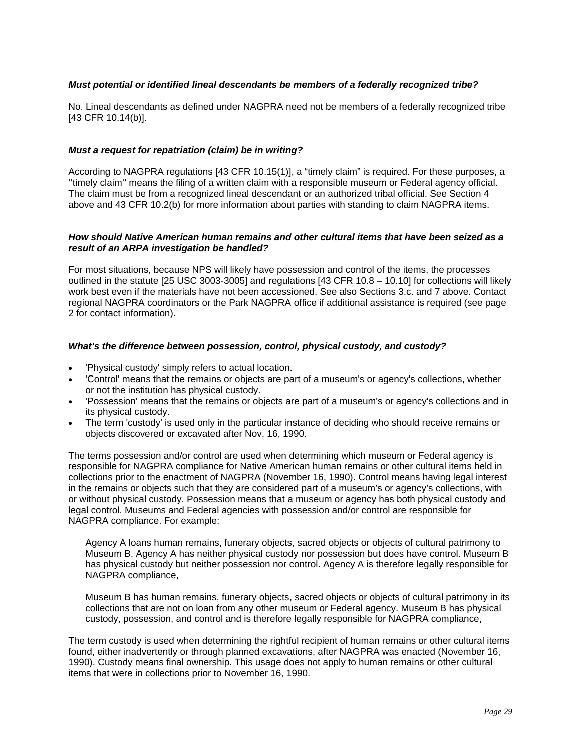***Must potential or identified lineal descendants be members of a federally recognized tribe?***

No. Lineal descendants as defined under NAGPRA need not be members of a federally recognized tribe [43 CFR 10.14(b)].

***Must a request for repatriation (claim) be in writing?***

According to NAGPRA regulations [43 CFR 10.15(1)], a "timely claim" is required. For these purposes, a ''timely claim'' means the filing of a written claim with a responsible museum or Federal agency official. The claim must be from a recognized lineal descendant or an authorized tribal official. See Section 4 above and 43 CFR 10.2(b) for more information about parties with standing to claim NAGPRA items.

***How should Native American human remains and other cultural items that have been seized as a result of an ARPA investigation be handled?***

For most situations, because NPS will likely have possession and control of the items, the processes outlined in the statute [25 USC 3003-3005] and regulations [43 CFR 10.8 – 10.10] for collections will likely work best even if the materials have not been accessioned. See also Sections 3.c. and 7 above. Contact regional NAGPRA coordinators or the Park NAGPRA office if additional assistance is required (see page 2 for contact information).

***What's the difference between possession, control, physical custody, and custody?***

- 'Physical custody' simply refers to actual location.
- 'Control' means that the remains or objects are part of a museum's or agency's collections, whether or not the institution has physical custody.
- 'Possession' means that the remains or objects are part of a museum's or agency's collections and in its physical custody.
- The term 'custody' is used only in the particular instance of deciding who should receive remains or objects discovered or excavated after Nov. 16, 1990.

The terms possession and/or control are used when determining which museum or Federal agency is responsible for NAGPRA compliance for Native American human remains or other cultural items held in collections <u>prior</u> to the enactment of NAGPRA (November 16, 1990). Control means having legal interest in the remains or objects such that they are considered part of a museum's or agency's collections, with or without physical custody. Possession means that a museum or agency has both physical custody and legal control. Museums and Federal agencies with possession and/or control are responsible for NAGPRA compliance. For example:

> Agency A loans human remains, funerary objects, sacred objects or objects of cultural patrimony to Museum B. Agency A has neither physical custody nor possession but does have control. Museum B has physical custody but neither possession nor control. Agency A is therefore legally responsible for NAGPRA compliance,
>
> Museum B has human remains, funerary objects, sacred objects or objects of cultural patrimony in its collections that are not on loan from any other museum or Federal agency. Museum B has physical custody, possession, and control and is therefore legally responsible for NAGPRA compliance,

The term custody is used when determining the rightful recipient of human remains or other cultural items found, either inadvertently or through planned excavations, after NAGPRA was enacted (November 16, 1990). Custody means final ownership. This usage does not apply to human remains or other cultural items that were in collections prior to November 16, 1990.